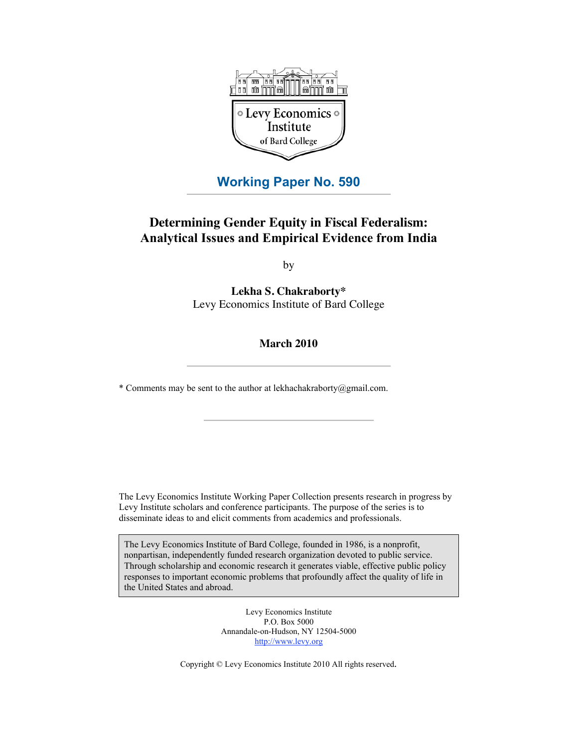Levy Economics Institute of Bard College

**Working Paper No. 590**

# Determining Gender Equity in Fiscal Federalism: Analytical Issues and Empirical Evidence from India

by

**Lekha S. Chakraborty***
Levy Economics Institute of Bard College

**March 2010**

* Comments may be sent to the author at lekhachakraborty@gmail.com.

The Levy Economics Institute Working Paper Collection presents research in progress by Levy Institute scholars and conference participants. The purpose of the series is to disseminate ideas to and elicit comments from academics and professionals.

The Levy Economics Institute of Bard College, founded in 1986, is a nonprofit, nonpartisan, independently funded research organization devoted to public service. Through scholarship and economic research it generates viable, effective public policy responses to important economic problems that profoundly affect the quality of life in the United States and abroad.

Levy Economics Institute
P.O. Box 5000
Annandale-on-Hudson, NY 12504-5000
http://www.levy.org

Copyright © Levy Economics Institute 2010 All rights reserved.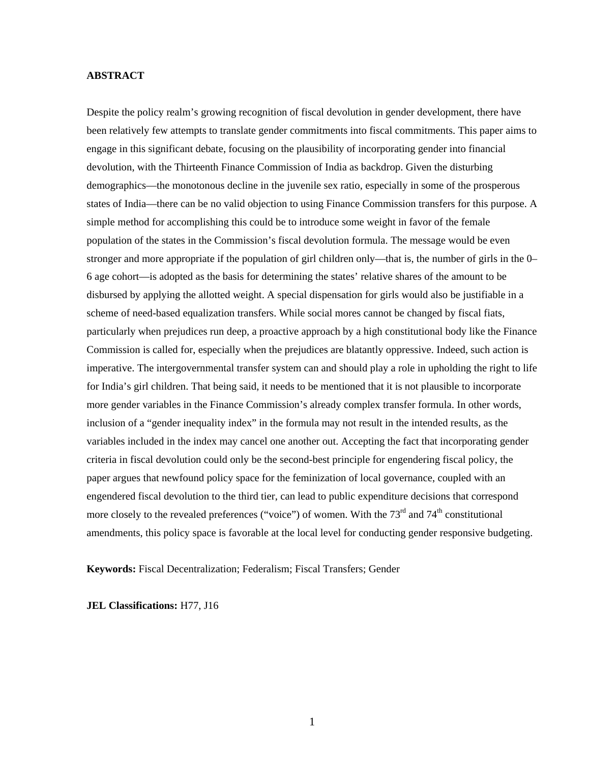**ABSTRACT**

Despite the policy realm's growing recognition of fiscal devolution in gender development, there have been relatively few attempts to translate gender commitments into fiscal commitments. This paper aims to engage in this significant debate, focusing on the plausibility of incorporating gender into financial devolution, with the Thirteenth Finance Commission of India as backdrop. Given the disturbing demographics—the monotonous decline in the juvenile sex ratio, especially in some of the prosperous states of India—there can be no valid objection to using Finance Commission transfers for this purpose. A simple method for accomplishing this could be to introduce some weight in favor of the female population of the states in the Commission's fiscal devolution formula. The message would be even stronger and more appropriate if the population of girl children only—that is, the number of girls in the 0–6 age cohort—is adopted as the basis for determining the states' relative shares of the amount to be disbursed by applying the allotted weight. A special dispensation for girls would also be justifiable in a scheme of need-based equalization transfers. While social mores cannot be changed by fiscal fiats, particularly when prejudices run deep, a proactive approach by a high constitutional body like the Finance Commission is called for, especially when the prejudices are blatantly oppressive. Indeed, such action is imperative. The intergovernmental transfer system can and should play a role in upholding the right to life for India's girl children. That being said, it needs to be mentioned that it is not plausible to incorporate more gender variables in the Finance Commission's already complex transfer formula. In other words, inclusion of a "gender inequality index" in the formula may not result in the intended results, as the variables included in the index may cancel one another out. Accepting the fact that incorporating gender criteria in fiscal devolution could only be the second-best principle for engendering fiscal policy, the paper argues that newfound policy space for the feminization of local governance, coupled with an engendered fiscal devolution to the third tier, can lead to public expenditure decisions that correspond more closely to the revealed preferences ("voice") of women. With the 73rd and 74th constitutional amendments, this policy space is favorable at the local level for conducting gender responsive budgeting.

**Keywords:** Fiscal Decentralization; Federalism; Fiscal Transfers; Gender

**JEL Classifications:** H77, J16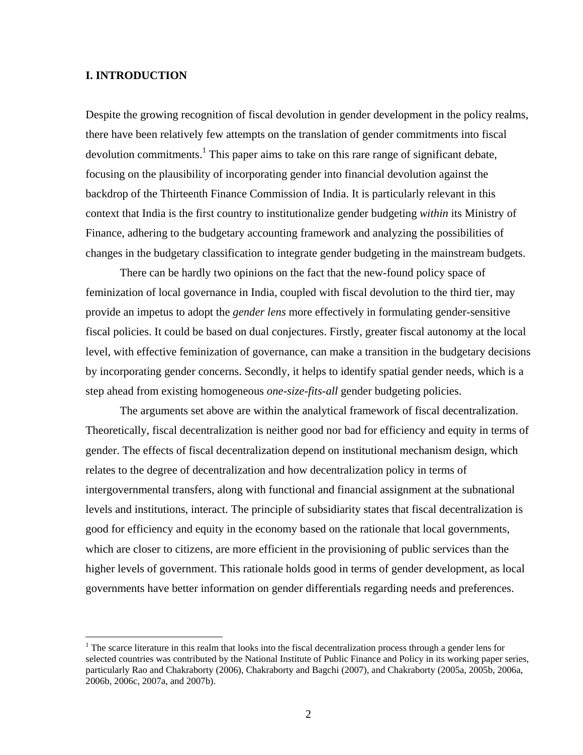## I. INTRODUCTION

Despite the growing recognition of fiscal devolution in gender development in the policy realms, there have been relatively few attempts on the translation of gender commitments into fiscal devolution commitments.[1] This paper aims to take on this rare range of significant debate, focusing on the plausibility of incorporating gender into financial devolution against the backdrop of the Thirteenth Finance Commission of India. It is particularly relevant in this context that India is the first country to institutionalize gender budgeting *within* its Ministry of Finance, adhering to the budgetary accounting framework and analyzing the possibilities of changes in the budgetary classification to integrate gender budgeting in the mainstream budgets.

There can be hardly two opinions on the fact that the new-found policy space of feminization of local governance in India, coupled with fiscal devolution to the third tier, may provide an impetus to adopt the *gender lens* more effectively in formulating gender-sensitive fiscal policies. It could be based on dual conjectures. Firstly, greater fiscal autonomy at the local level, with effective feminization of governance, can make a transition in the budgetary decisions by incorporating gender concerns. Secondly, it helps to identify spatial gender needs, which is a step ahead from existing homogeneous *one-size-fits-all* gender budgeting policies.

The arguments set above are within the analytical framework of fiscal decentralization. Theoretically, fiscal decentralization is neither good nor bad for efficiency and equity in terms of gender. The effects of fiscal decentralization depend on institutional mechanism design, which relates to the degree of decentralization and how decentralization policy in terms of intergovernmental transfers, along with functional and financial assignment at the subnational levels and institutions, interact. The principle of subsidiarity states that fiscal decentralization is good for efficiency and equity in the economy based on the rationale that local governments, which are closer to citizens, are more efficient in the provisioning of public services than the higher levels of government. This rationale holds good in terms of gender development, as local governments have better information on gender differentials regarding needs and preferences.

[1] The scarce literature in this realm that looks into the fiscal decentralization process through a gender lens for selected countries was contributed by the National Institute of Public Finance and Policy in its working paper series, particularly Rao and Chakraborty (2006), Chakraborty and Bagchi (2007), and Chakraborty (2005a, 2005b, 2006a, 2006b, 2006c, 2007a, and 2007b).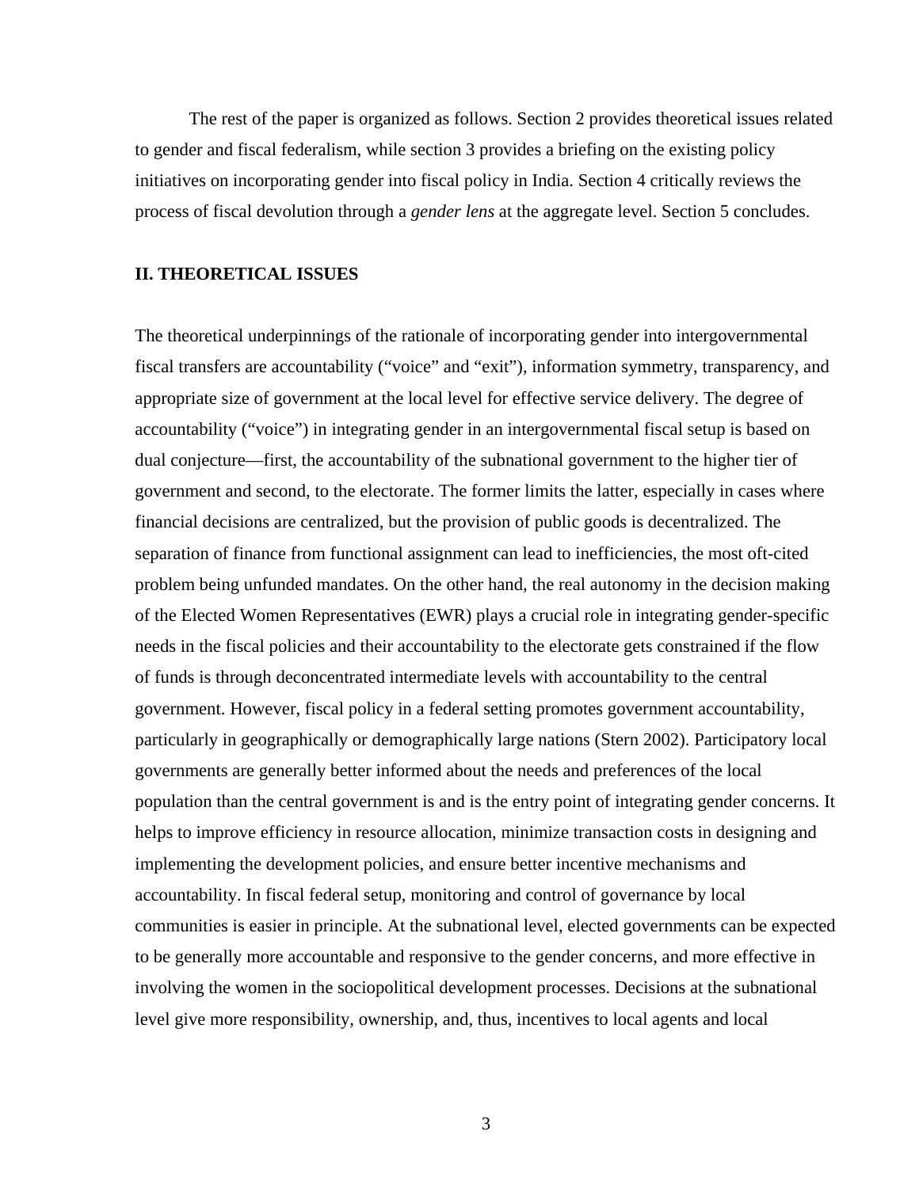The rest of the paper is organized as follows. Section 2 provides theoretical issues related to gender and fiscal federalism, while section 3 provides a briefing on the existing policy initiatives on incorporating gender into fiscal policy in India. Section 4 critically reviews the process of fiscal devolution through a *gender lens* at the aggregate level. Section 5 concludes.

## II. THEORETICAL ISSUES

The theoretical underpinnings of the rationale of incorporating gender into intergovernmental fiscal transfers are accountability ("voice" and "exit"), information symmetry, transparency, and appropriate size of government at the local level for effective service delivery. The degree of accountability ("voice") in integrating gender in an intergovernmental fiscal setup is based on dual conjecture—first, the accountability of the subnational government to the higher tier of government and second, to the electorate. The former limits the latter, especially in cases where financial decisions are centralized, but the provision of public goods is decentralized. The separation of finance from functional assignment can lead to inefficiencies, the most oft-cited problem being unfunded mandates. On the other hand, the real autonomy in the decision making of the Elected Women Representatives (EWR) plays a crucial role in integrating gender-specific needs in the fiscal policies and their accountability to the electorate gets constrained if the flow of funds is through deconcentrated intermediate levels with accountability to the central government. However, fiscal policy in a federal setting promotes government accountability, particularly in geographically or demographically large nations (Stern 2002). Participatory local governments are generally better informed about the needs and preferences of the local population than the central government is and is the entry point of integrating gender concerns. It helps to improve efficiency in resource allocation, minimize transaction costs in designing and implementing the development policies, and ensure better incentive mechanisms and accountability. In fiscal federal setup, monitoring and control of governance by local communities is easier in principle. At the subnational level, elected governments can be expected to be generally more accountable and responsive to the gender concerns, and more effective in involving the women in the sociopolitical development processes. Decisions at the subnational level give more responsibility, ownership, and, thus, incentives to local agents and local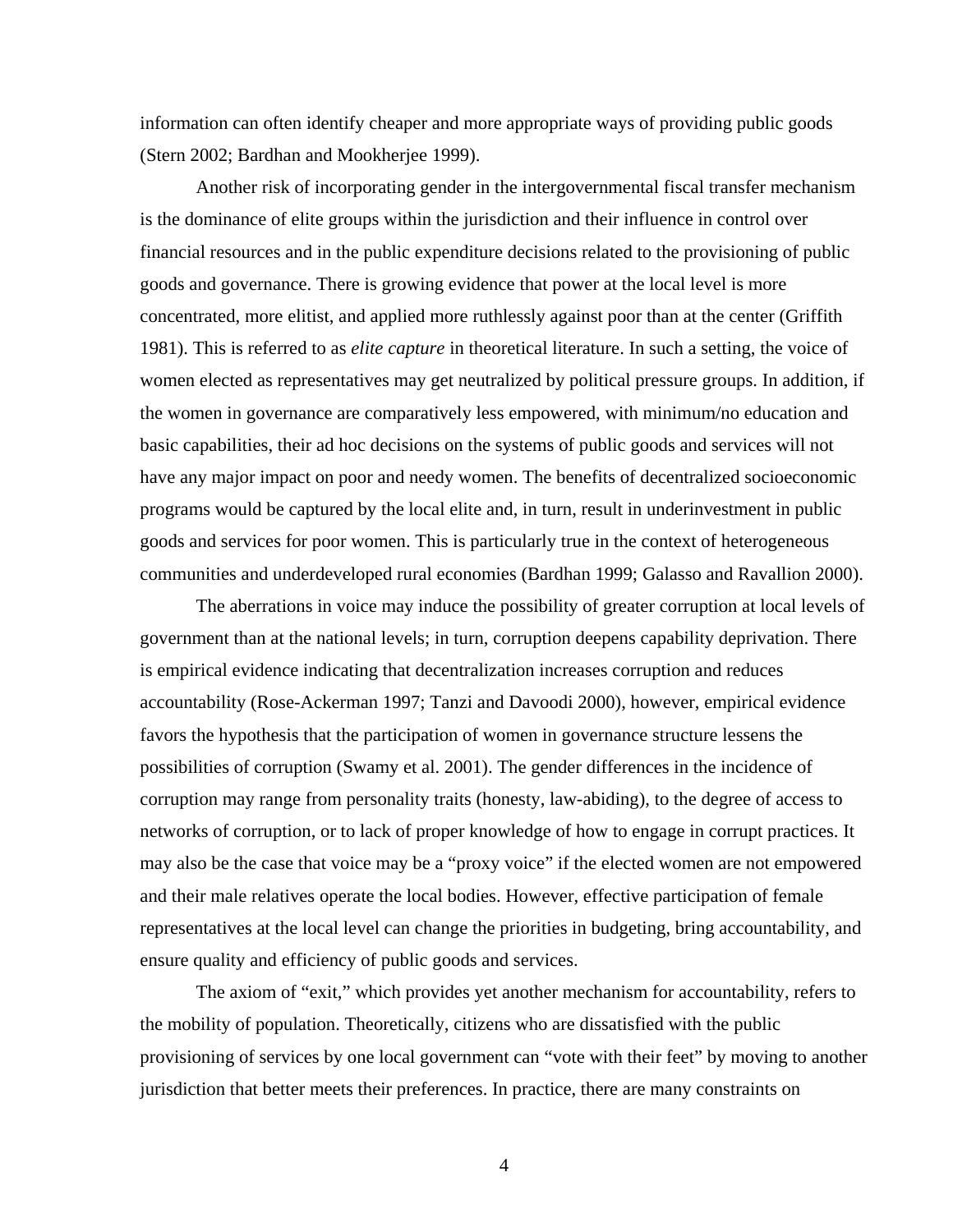information can often identify cheaper and more appropriate ways of providing public goods (Stern 2002; Bardhan and Mookherjee 1999).

Another risk of incorporating gender in the intergovernmental fiscal transfer mechanism is the dominance of elite groups within the jurisdiction and their influence in control over financial resources and in the public expenditure decisions related to the provisioning of public goods and governance. There is growing evidence that power at the local level is more concentrated, more elitist, and applied more ruthlessly against poor than at the center (Griffith 1981). This is referred to as *elite capture* in theoretical literature. In such a setting, the voice of women elected as representatives may get neutralized by political pressure groups. In addition, if the women in governance are comparatively less empowered, with minimum/no education and basic capabilities, their ad hoc decisions on the systems of public goods and services will not have any major impact on poor and needy women. The benefits of decentralized socioeconomic programs would be captured by the local elite and, in turn, result in underinvestment in public goods and services for poor women. This is particularly true in the context of heterogeneous communities and underdeveloped rural economies (Bardhan 1999; Galasso and Ravallion 2000).

The aberrations in voice may induce the possibility of greater corruption at local levels of government than at the national levels; in turn, corruption deepens capability deprivation. There is empirical evidence indicating that decentralization increases corruption and reduces accountability (Rose-Ackerman 1997; Tanzi and Davoodi 2000), however, empirical evidence favors the hypothesis that the participation of women in governance structure lessens the possibilities of corruption (Swamy et al. 2001). The gender differences in the incidence of corruption may range from personality traits (honesty, law-abiding), to the degree of access to networks of corruption, or to lack of proper knowledge of how to engage in corrupt practices. It may also be the case that voice may be a "proxy voice" if the elected women are not empowered and their male relatives operate the local bodies. However, effective participation of female representatives at the local level can change the priorities in budgeting, bring accountability, and ensure quality and efficiency of public goods and services.

The axiom of "exit," which provides yet another mechanism for accountability, refers to the mobility of population. Theoretically, citizens who are dissatisfied with the public provisioning of services by one local government can "vote with their feet" by moving to another jurisdiction that better meets their preferences. In practice, there are many constraints on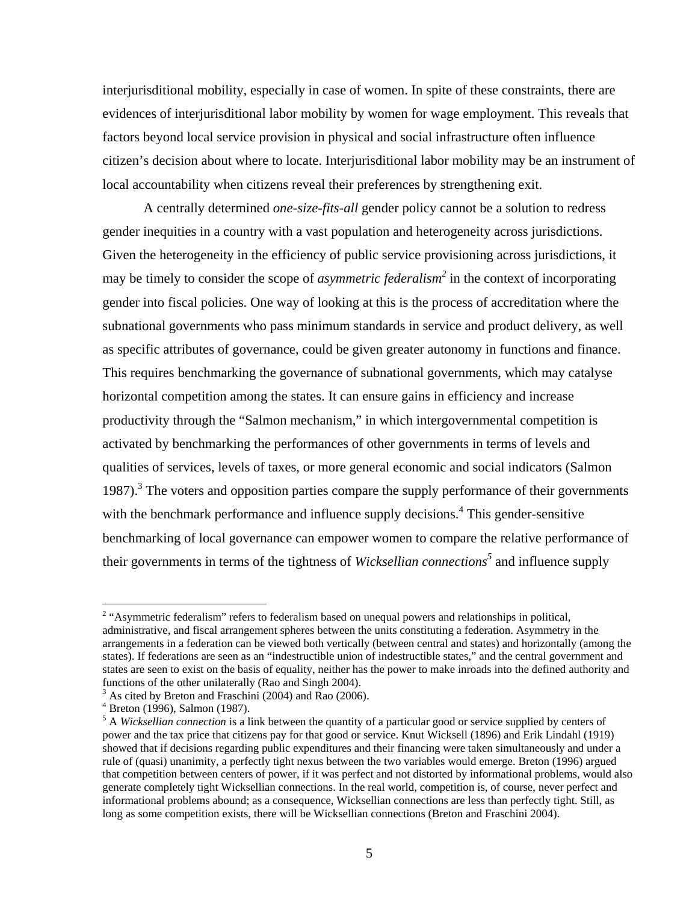interjurisditional mobility, especially in case of women. In spite of these constraints, there are evidences of interjurisditional labor mobility by women for wage employment. This reveals that factors beyond local service provision in physical and social infrastructure often influence citizen's decision about where to locate. Interjurisditional labor mobility may be an instrument of local accountability when citizens reveal their preferences by strengthening exit.

A centrally determined *one-size-fits-all* gender policy cannot be a solution to redress gender inequities in a country with a vast population and heterogeneity across jurisdictions. Given the heterogeneity in the efficiency of public service provisioning across jurisdictions, it may be timely to consider the scope of *asymmetric federalism*[2] in the context of incorporating gender into fiscal policies. One way of looking at this is the process of accreditation where the subnational governments who pass minimum standards in service and product delivery, as well as specific attributes of governance, could be given greater autonomy in functions and finance. This requires benchmarking the governance of subnational governments, which may catalyse horizontal competition among the states. It can ensure gains in efficiency and increase productivity through the "Salmon mechanism," in which intergovernmental competition is activated by benchmarking the performances of other governments in terms of levels and qualities of services, levels of taxes, or more general economic and social indicators (Salmon 1987).[3] The voters and opposition parties compare the supply performance of their governments with the benchmark performance and influence supply decisions.[4] This gender-sensitive benchmarking of local governance can empower women to compare the relative performance of their governments in terms of the tightness of *Wicksellian connections*[5] and influence supply

---

[2] "Asymmetric federalism" refers to federalism based on unequal powers and relationships in political, administrative, and fiscal arrangement spheres between the units constituting a federation. Asymmetry in the arrangements in a federation can be viewed both vertically (between central and states) and horizontally (among the states). If federations are seen as an "indestructible union of indestructible states," and the central government and states are seen to exist on the basis of equality, neither has the power to make inroads into the defined authority and functions of the other unilaterally (Rao and Singh 2004).

[3] As cited by Breton and Fraschini (2004) and Rao (2006).

[4] Breton (1996), Salmon (1987).

[5] A *Wicksellian connection* is a link between the quantity of a particular good or service supplied by centers of power and the tax price that citizens pay for that good or service. Knut Wicksell (1896) and Erik Lindahl (1919) showed that if decisions regarding public expenditures and their financing were taken simultaneously and under a rule of (quasi) unanimity, a perfectly tight nexus between the two variables would emerge. Breton (1996) argued that competition between centers of power, if it was perfect and not distorted by informational problems, would also generate completely tight Wicksellian connections. In the real world, competition is, of course, never perfect and informational problems abound; as a consequence, Wicksellian connections are less than perfectly tight. Still, as long as some competition exists, there will be Wicksellian connections (Breton and Fraschini 2004).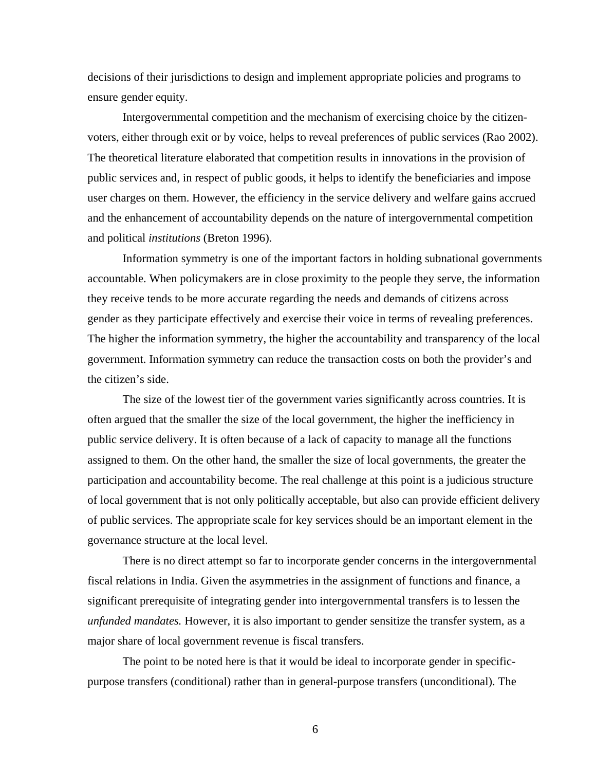decisions of their jurisdictions to design and implement appropriate policies and programs to ensure gender equity.

Intergovernmental competition and the mechanism of exercising choice by the citizen-voters, either through exit or by voice, helps to reveal preferences of public services (Rao 2002). The theoretical literature elaborated that competition results in innovations in the provision of public services and, in respect of public goods, it helps to identify the beneficiaries and impose user charges on them. However, the efficiency in the service delivery and welfare gains accrued and the enhancement of accountability depends on the nature of intergovernmental competition and political *institutions* (Breton 1996).

Information symmetry is one of the important factors in holding subnational governments accountable. When policymakers are in close proximity to the people they serve, the information they receive tends to be more accurate regarding the needs and demands of citizens across gender as they participate effectively and exercise their voice in terms of revealing preferences. The higher the information symmetry, the higher the accountability and transparency of the local government. Information symmetry can reduce the transaction costs on both the provider's and the citizen's side.

The size of the lowest tier of the government varies significantly across countries. It is often argued that the smaller the size of the local government, the higher the inefficiency in public service delivery. It is often because of a lack of capacity to manage all the functions assigned to them. On the other hand, the smaller the size of local governments, the greater the participation and accountability become. The real challenge at this point is a judicious structure of local government that is not only politically acceptable, but also can provide efficient delivery of public services. The appropriate scale for key services should be an important element in the governance structure at the local level.

There is no direct attempt so far to incorporate gender concerns in the intergovernmental fiscal relations in India. Given the asymmetries in the assignment of functions and finance, a significant prerequisite of integrating gender into intergovernmental transfers is to lessen the *unfunded mandates.* However, it is also important to gender sensitize the transfer system, as a major share of local government revenue is fiscal transfers.

The point to be noted here is that it would be ideal to incorporate gender in specific-purpose transfers (conditional) rather than in general-purpose transfers (unconditional). The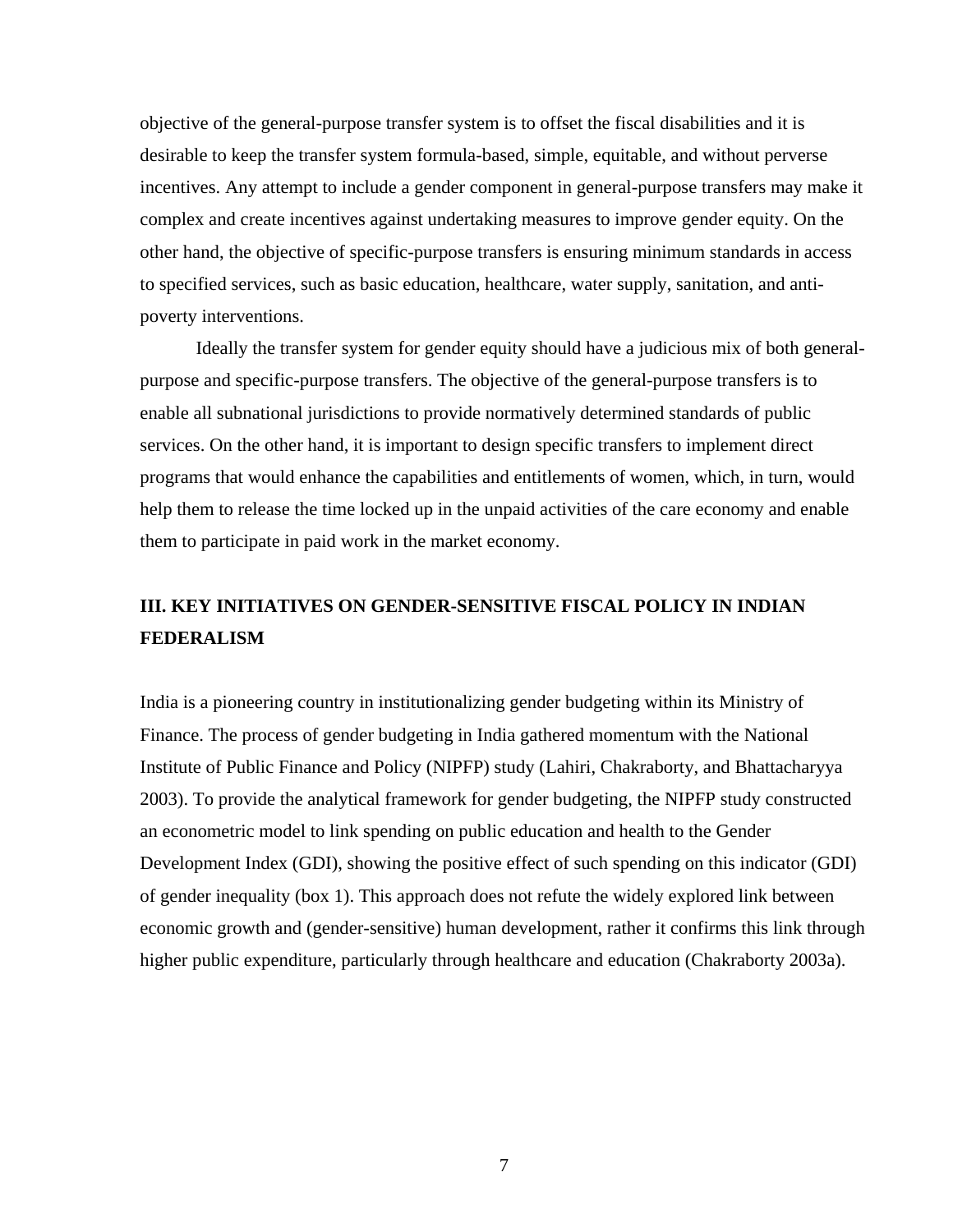objective of the general-purpose transfer system is to offset the fiscal disabilities and it is desirable to keep the transfer system formula-based, simple, equitable, and without perverse incentives. Any attempt to include a gender component in general-purpose transfers may make it complex and create incentives against undertaking measures to improve gender equity. On the other hand, the objective of specific-purpose transfers is ensuring minimum standards in access to specified services, such as basic education, healthcare, water supply, sanitation, and anti-poverty interventions.

Ideally the transfer system for gender equity should have a judicious mix of both general-purpose and specific-purpose transfers. The objective of the general-purpose transfers is to enable all subnational jurisdictions to provide normatively determined standards of public services. On the other hand, it is important to design specific transfers to implement direct programs that would enhance the capabilities and entitlements of women, which, in turn, would help them to release the time locked up in the unpaid activities of the care economy and enable them to participate in paid work in the market economy.

## III. KEY INITIATIVES ON GENDER-SENSITIVE FISCAL POLICY IN INDIAN FEDERALISM

India is a pioneering country in institutionalizing gender budgeting within its Ministry of Finance. The process of gender budgeting in India gathered momentum with the National Institute of Public Finance and Policy (NIPFP) study (Lahiri, Chakraborty, and Bhattacharyya 2003). To provide the analytical framework for gender budgeting, the NIPFP study constructed an econometric model to link spending on public education and health to the Gender Development Index (GDI), showing the positive effect of such spending on this indicator (GDI) of gender inequality (box 1). This approach does not refute the widely explored link between economic growth and (gender-sensitive) human development, rather it confirms this link through higher public expenditure, particularly through healthcare and education (Chakraborty 2003a).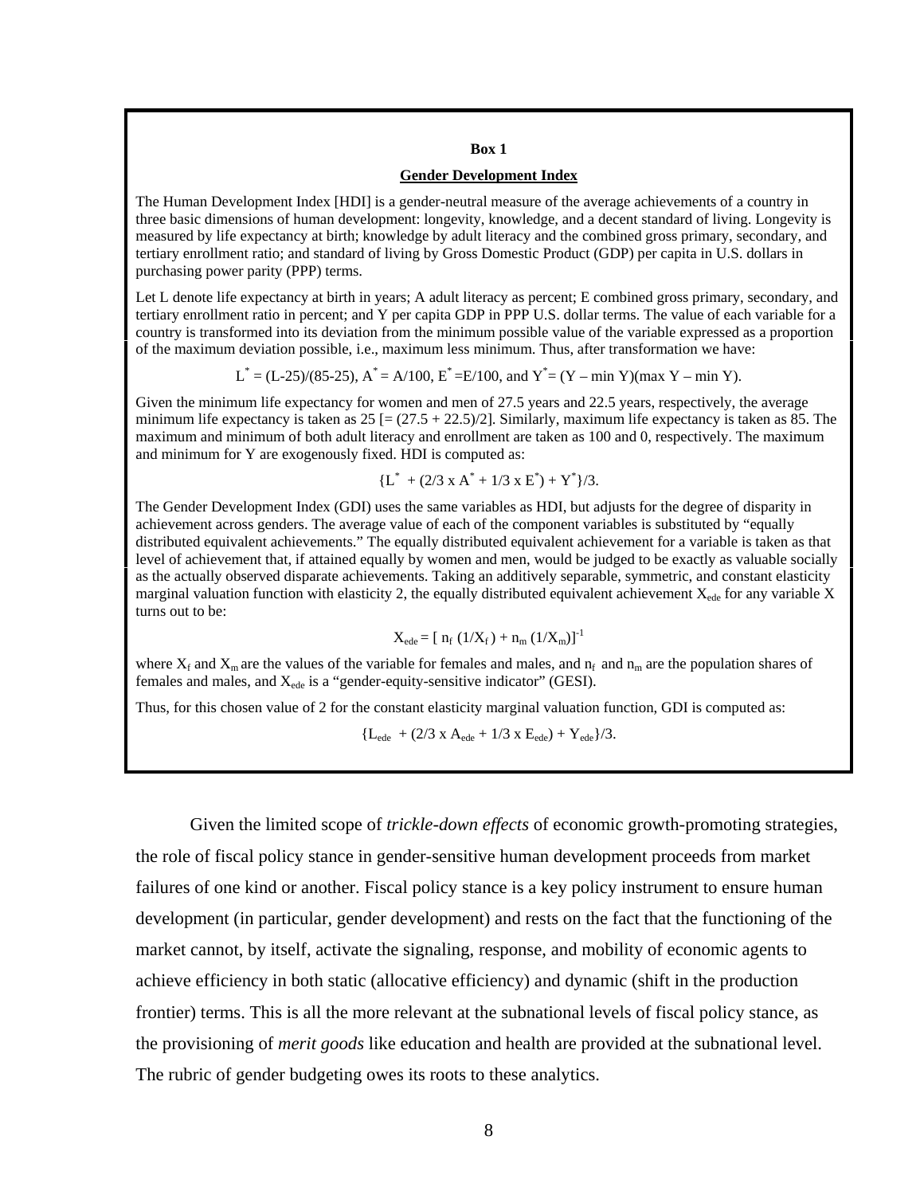**Box 1**

**Gender Development Index**

The Human Development Index [HDI] is a gender-neutral measure of the average achievements of a country in three basic dimensions of human development: longevity, knowledge, and a decent standard of living. Longevity is measured by life expectancy at birth; knowledge by adult literacy and the combined gross primary, secondary, and tertiary enrollment ratio; and standard of living by Gross Domestic Product (GDP) per capita in U.S. dollars in purchasing power parity (PPP) terms.

Let L denote life expectancy at birth in years; A adult literacy as percent; E combined gross primary, secondary, and tertiary enrollment ratio in percent; and Y per capita GDP in PPP U.S. dollar terms. The value of each variable for a country is transformed into its deviation from the minimum possible value of the variable expressed as a proportion of the maximum deviation possible, i.e., maximum less minimum. Thus, after transformation we have:

$$L^* = (L-25)/(85-25),\ A^* = A/100,\ E^* = E/100, \text{ and } Y^* = (Y - \min Y)(\max Y - \min Y).$$

Given the minimum life expectancy for women and men of 27.5 years and 22.5 years, respectively, the average minimum life expectancy is taken as 25 [= (27.5 + 22.5)/2]. Similarly, maximum life expectancy is taken as 85. The maximum and minimum of both adult literacy and enrollment are taken as 100 and 0, respectively. The maximum and minimum for Y are exogenously fixed. HDI is computed as:

$$\{L^* + (2/3 \times A^* + 1/3 \times E^*) + Y^*\}/3.$$

The Gender Development Index (GDI) uses the same variables as HDI, but adjusts for the degree of disparity in achievement across genders. The average value of each of the component variables is substituted by "equally distributed equivalent achievements." The equally distributed equivalent achievement for a variable is taken as that level of achievement that, if attained equally by women and men, would be judged to be exactly as valuable socially as the actually observed disparate achievements. Taking an additively separable, symmetric, and constant elasticity marginal valuation function with elasticity 2, the equally distributed equivalent achievement $X_{ede}$ for any variable X turns out to be:

$$X_{ede} = [\, n_f\,(1/X_f) + n_m\,(1/X_m)]^{-1}$$

where $X_f$ and $X_m$ are the values of the variable for females and males, and $n_f$ and $n_m$ are the population shares of females and males, and $X_{ede}$ is a "gender-equity-sensitive indicator" (GESI).

Thus, for this chosen value of 2 for the constant elasticity marginal valuation function, GDI is computed as:

$$\{L_{ede} + (2/3 \times A_{ede} + 1/3 \times E_{ede}) + Y_{ede}\}/3.$$

Given the limited scope of *trickle-down effects* of economic growth-promoting strategies, the role of fiscal policy stance in gender-sensitive human development proceeds from market failures of one kind or another. Fiscal policy stance is a key policy instrument to ensure human development (in particular, gender development) and rests on the fact that the functioning of the market cannot, by itself, activate the signaling, response, and mobility of economic agents to achieve efficiency in both static (allocative efficiency) and dynamic (shift in the production frontier) terms. This is all the more relevant at the subnational levels of fiscal policy stance, as the provisioning of *merit goods* like education and health are provided at the subnational level. The rubric of gender budgeting owes its roots to these analytics.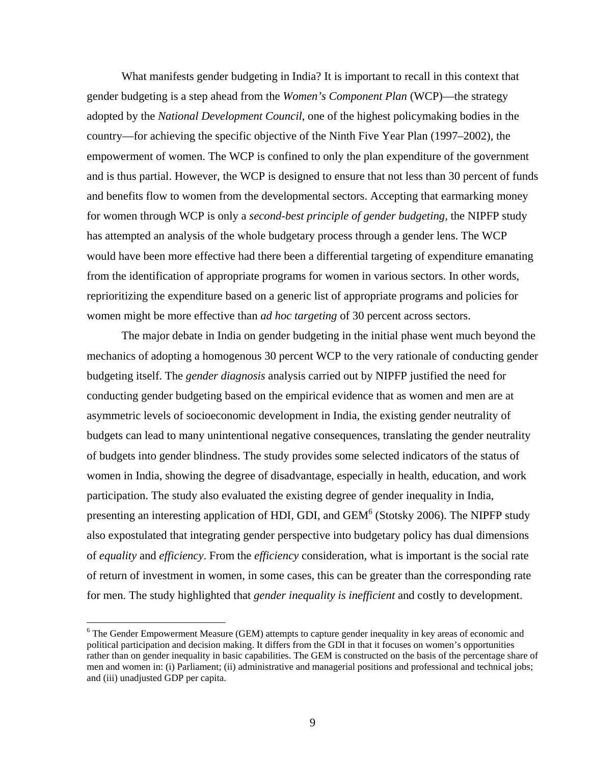What manifests gender budgeting in India? It is important to recall in this context that gender budgeting is a step ahead from the *Women's Component Plan* (WCP)—the strategy adopted by the *National Development Council*, one of the highest policymaking bodies in the country—for achieving the specific objective of the Ninth Five Year Plan (1997–2002), the empowerment of women. The WCP is confined to only the plan expenditure of the government and is thus partial. However, the WCP is designed to ensure that not less than 30 percent of funds and benefits flow to women from the developmental sectors. Accepting that earmarking money for women through WCP is only a *second-best principle of gender budgeting,* the NIPFP study has attempted an analysis of the whole budgetary process through a gender lens. The WCP would have been more effective had there been a differential targeting of expenditure emanating from the identification of appropriate programs for women in various sectors. In other words, reprioritizing the expenditure based on a generic list of appropriate programs and policies for women might be more effective than *ad hoc targeting* of 30 percent across sectors.

The major debate in India on gender budgeting in the initial phase went much beyond the mechanics of adopting a homogenous 30 percent WCP to the very rationale of conducting gender budgeting itself. The *gender diagnosis* analysis carried out by NIPFP justified the need for conducting gender budgeting based on the empirical evidence that as women and men are at asymmetric levels of socioeconomic development in India, the existing gender neutrality of budgets can lead to many unintentional negative consequences, translating the gender neutrality of budgets into gender blindness. The study provides some selected indicators of the status of women in India, showing the degree of disadvantage, especially in health, education, and work participation. The study also evaluated the existing degree of gender inequality in India, presenting an interesting application of HDI, GDI, and GEM[6] (Stotsky 2006). The NIPFP study also expostulated that integrating gender perspective into budgetary policy has dual dimensions of *equality* and *efficiency*. From the *efficiency* consideration, what is important is the social rate of return of investment in women, in some cases, this can be greater than the corresponding rate for men. The study highlighted that *gender inequality is inefficient* and costly to development.

---

[6] The Gender Empowerment Measure (GEM) attempts to capture gender inequality in key areas of economic and political participation and decision making. It differs from the GDI in that it focuses on women's opportunities rather than on gender inequality in basic capabilities. The GEM is constructed on the basis of the percentage share of men and women in: (i) Parliament; (ii) administrative and managerial positions and professional and technical jobs; and (iii) unadjusted GDP per capita.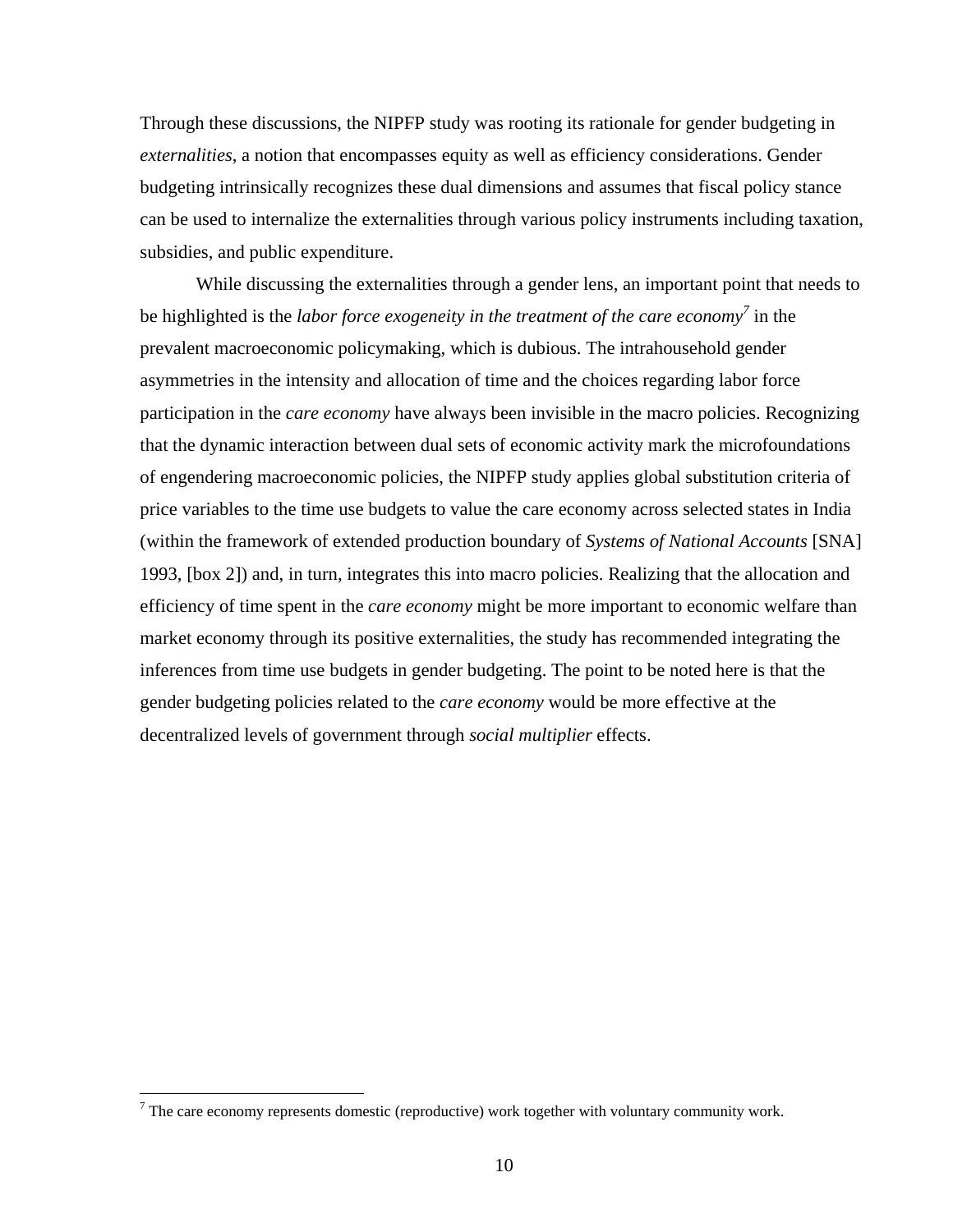Through these discussions, the NIPFP study was rooting its rationale for gender budgeting in *externalities*, a notion that encompasses equity as well as efficiency considerations. Gender budgeting intrinsically recognizes these dual dimensions and assumes that fiscal policy stance can be used to internalize the externalities through various policy instruments including taxation, subsidies, and public expenditure.

While discussing the externalities through a gender lens, an important point that needs to be highlighted is the *labor force exogeneity in the treatment of the care economy*[7] in the prevalent macroeconomic policymaking, which is dubious. The intrahousehold gender asymmetries in the intensity and allocation of time and the choices regarding labor force participation in the *care economy* have always been invisible in the macro policies. Recognizing that the dynamic interaction between dual sets of economic activity mark the microfoundations of engendering macroeconomic policies, the NIPFP study applies global substitution criteria of price variables to the time use budgets to value the care economy across selected states in India (within the framework of extended production boundary of *Systems of National Accounts* [SNA] 1993, [box 2]) and, in turn, integrates this into macro policies. Realizing that the allocation and efficiency of time spent in the *care economy* might be more important to economic welfare than market economy through its positive externalities, the study has recommended integrating the inferences from time use budgets in gender budgeting. The point to be noted here is that the gender budgeting policies related to the *care economy* would be more effective at the decentralized levels of government through *social multiplier* effects.

[7] The care economy represents domestic (reproductive) work together with voluntary community work.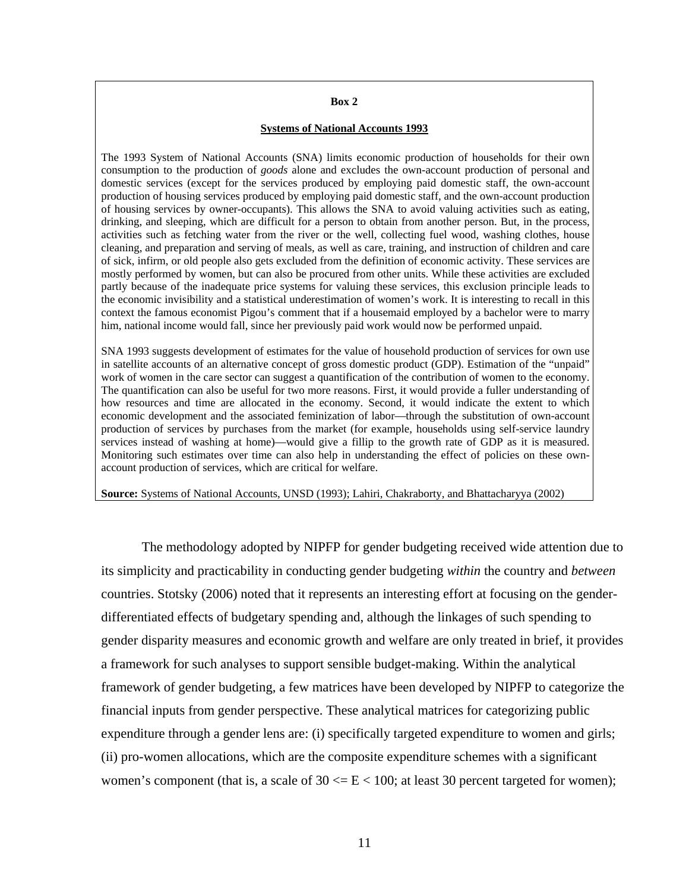**Box 2**

**Systems of National Accounts 1993**

The 1993 System of National Accounts (SNA) limits economic production of households for their own consumption to the production of *goods* alone and excludes the own-account production of personal and domestic services (except for the services produced by employing paid domestic staff, the own-account production of housing services produced by employing paid domestic staff, and the own-account production of housing services by owner-occupants). This allows the SNA to avoid valuing activities such as eating, drinking, and sleeping, which are difficult for a person to obtain from another person. But, in the process, activities such as fetching water from the river or the well, collecting fuel wood, washing clothes, house cleaning, and preparation and serving of meals, as well as care, training, and instruction of children and care of sick, infirm, or old people also gets excluded from the definition of economic activity. These services are mostly performed by women, but can also be procured from other units. While these activities are excluded partly because of the inadequate price systems for valuing these services, this exclusion principle leads to the economic invisibility and a statistical underestimation of women's work. It is interesting to recall in this context the famous economist Pigou's comment that if a housemaid employed by a bachelor were to marry him, national income would fall, since her previously paid work would now be performed unpaid.

SNA 1993 suggests development of estimates for the value of household production of services for own use in satellite accounts of an alternative concept of gross domestic product (GDP). Estimation of the "unpaid" work of women in the care sector can suggest a quantification of the contribution of women to the economy. The quantification can also be useful for two more reasons. First, it would provide a fuller understanding of how resources and time are allocated in the economy. Second, it would indicate the extent to which economic development and the associated feminization of labor—through the substitution of own-account production of services by purchases from the market (for example, households using self-service laundry services instead of washing at home)—would give a fillip to the growth rate of GDP as it is measured. Monitoring such estimates over time can also help in understanding the effect of policies on these own-account production of services, which are critical for welfare.

**Source:** Systems of National Accounts, UNSD (1993); Lahiri, Chakraborty, and Bhattacharyya (2002)

The methodology adopted by NIPFP for gender budgeting received wide attention due to its simplicity and practicability in conducting gender budgeting *within* the country and *between* countries. Stotsky (2006) noted that it represents an interesting effort at focusing on the gender-differentiated effects of budgetary spending and, although the linkages of such spending to gender disparity measures and economic growth and welfare are only treated in brief, it provides a framework for such analyses to support sensible budget-making. Within the analytical framework of gender budgeting, a few matrices have been developed by NIPFP to categorize the financial inputs from gender perspective. These analytical matrices for categorizing public expenditure through a gender lens are: (i) specifically targeted expenditure to women and girls; (ii) pro-women allocations, which are the composite expenditure schemes with a significant women's component (that is, a scale of $30 <= E < 100$; at least 30 percent targeted for women);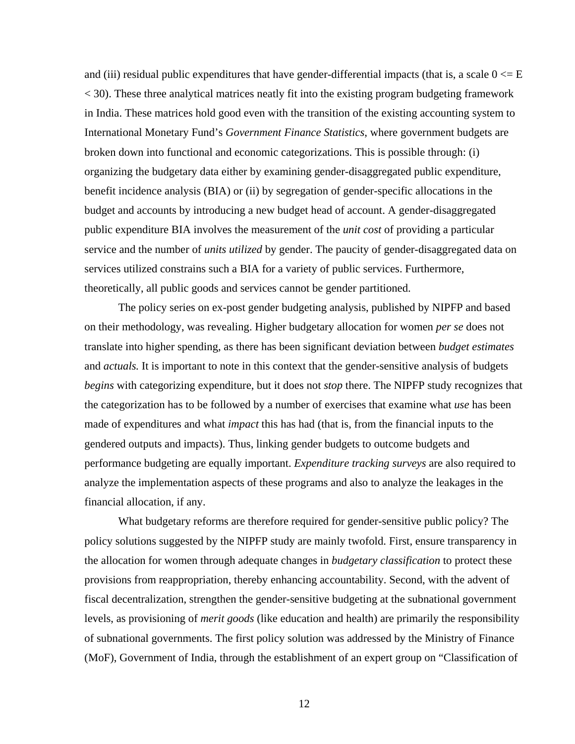and (iii) residual public expenditures that have gender-differential impacts (that is, a scale $0 \leq E < 30$). These three analytical matrices neatly fit into the existing program budgeting framework in India. These matrices hold good even with the transition of the existing accounting system to International Monetary Fund's *Government Finance Statistics*, where government budgets are broken down into functional and economic categorizations. This is possible through: (i) organizing the budgetary data either by examining gender-disaggregated public expenditure, benefit incidence analysis (BIA) or (ii) by segregation of gender-specific allocations in the budget and accounts by introducing a new budget head of account. A gender-disaggregated public expenditure BIA involves the measurement of the *unit cost* of providing a particular service and the number of *units utilized* by gender. The paucity of gender-disaggregated data on services utilized constrains such a BIA for a variety of public services. Furthermore, theoretically, all public goods and services cannot be gender partitioned.

The policy series on ex-post gender budgeting analysis, published by NIPFP and based on their methodology, was revealing. Higher budgetary allocation for women *per se* does not translate into higher spending, as there has been significant deviation between *budget estimates* and *actuals.* It is important to note in this context that the gender-sensitive analysis of budgets *begins* with categorizing expenditure, but it does not *stop* there. The NIPFP study recognizes that the categorization has to be followed by a number of exercises that examine what *use* has been made of expenditures and what *impact* this has had (that is, from the financial inputs to the gendered outputs and impacts). Thus, linking gender budgets to outcome budgets and performance budgeting are equally important. *Expenditure tracking surveys* are also required to analyze the implementation aspects of these programs and also to analyze the leakages in the financial allocation, if any.

What budgetary reforms are therefore required for gender-sensitive public policy? The policy solutions suggested by the NIPFP study are mainly twofold. First, ensure transparency in the allocation for women through adequate changes in *budgetary classification* to protect these provisions from reappropriation, thereby enhancing accountability. Second, with the advent of fiscal decentralization, strengthen the gender-sensitive budgeting at the subnational government levels, as provisioning of *merit goods* (like education and health) are primarily the responsibility of subnational governments. The first policy solution was addressed by the Ministry of Finance (MoF), Government of India, through the establishment of an expert group on "Classification of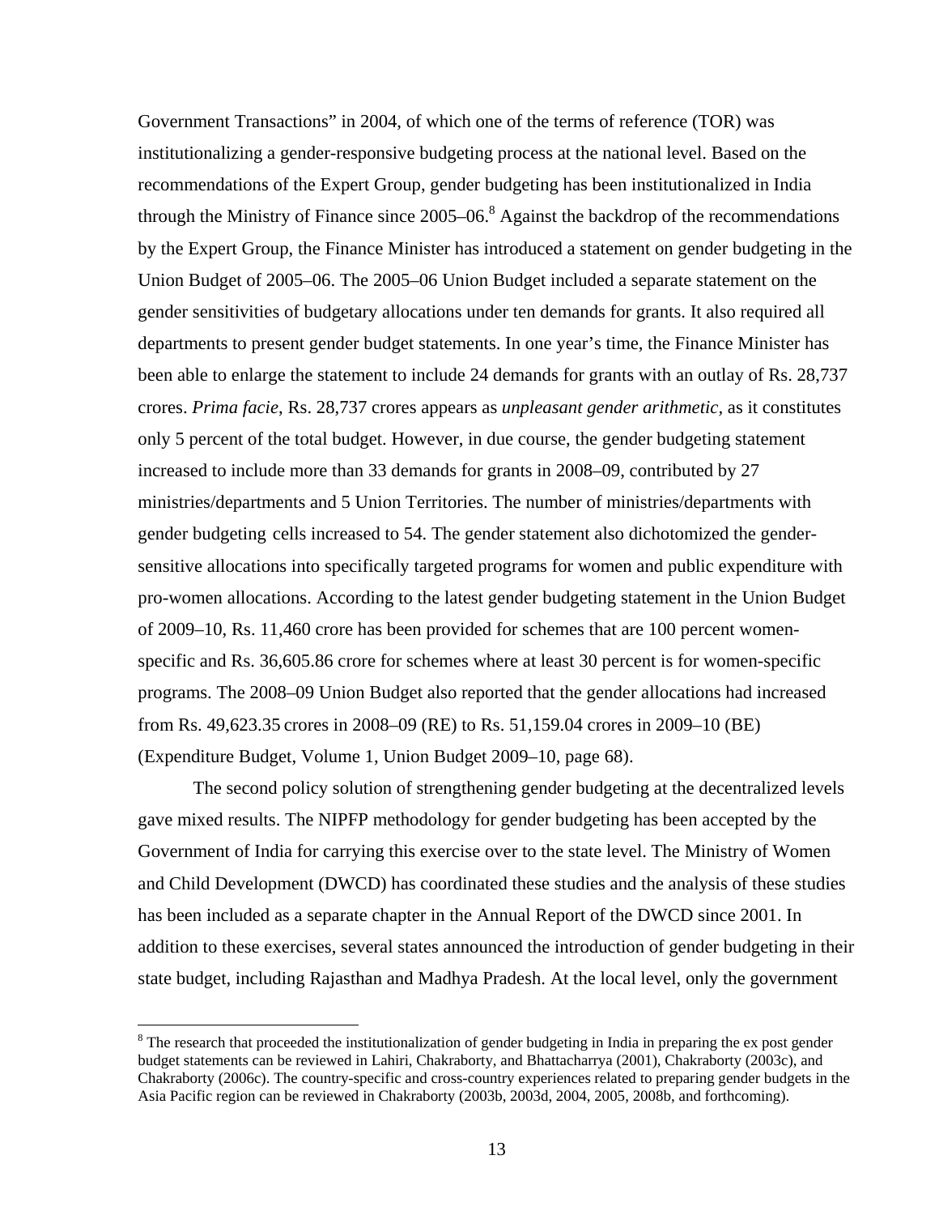Government Transactions" in 2004, of which one of the terms of reference (TOR) was institutionalizing a gender-responsive budgeting process at the national level. Based on the recommendations of the Expert Group, gender budgeting has been institutionalized in India through the Ministry of Finance since 2005–06.[8] Against the backdrop of the recommendations by the Expert Group, the Finance Minister has introduced a statement on gender budgeting in the Union Budget of 2005–06. The 2005–06 Union Budget included a separate statement on the gender sensitivities of budgetary allocations under ten demands for grants. It also required all departments to present gender budget statements. In one year's time, the Finance Minister has been able to enlarge the statement to include 24 demands for grants with an outlay of Rs. 28,737 crores. *Prima facie*, Rs. 28,737 crores appears as *unpleasant gender arithmetic*, as it constitutes only 5 percent of the total budget. However, in due course, the gender budgeting statement increased to include more than 33 demands for grants in 2008–09, contributed by 27 ministries/departments and 5 Union Territories. The number of ministries/departments with gender budgeting cells increased to 54. The gender statement also dichotomized the gender-sensitive allocations into specifically targeted programs for women and public expenditure with pro-women allocations. According to the latest gender budgeting statement in the Union Budget of 2009–10, Rs. 11,460 crore has been provided for schemes that are 100 percent women-specific and Rs. 36,605.86 crore for schemes where at least 30 percent is for women-specific programs. The 2008–09 Union Budget also reported that the gender allocations had increased from Rs. 49,623.35 crores in 2008–09 (RE) to Rs. 51,159.04 crores in 2009–10 (BE) (Expenditure Budget, Volume 1, Union Budget 2009–10, page 68).

The second policy solution of strengthening gender budgeting at the decentralized levels gave mixed results. The NIPFP methodology for gender budgeting has been accepted by the Government of India for carrying this exercise over to the state level. The Ministry of Women and Child Development (DWCD) has coordinated these studies and the analysis of these studies has been included as a separate chapter in the Annual Report of the DWCD since 2001. In addition to these exercises, several states announced the introduction of gender budgeting in their state budget, including Rajasthan and Madhya Pradesh. At the local level, only the government

[8] The research that proceeded the institutionalization of gender budgeting in India in preparing the ex post gender budget statements can be reviewed in Lahiri, Chakraborty, and Bhattacharrya (2001), Chakraborty (2003c), and Chakraborty (2006c). The country-specific and cross-country experiences related to preparing gender budgets in the Asia Pacific region can be reviewed in Chakraborty (2003b, 2003d, 2004, 2005, 2008b, and forthcoming).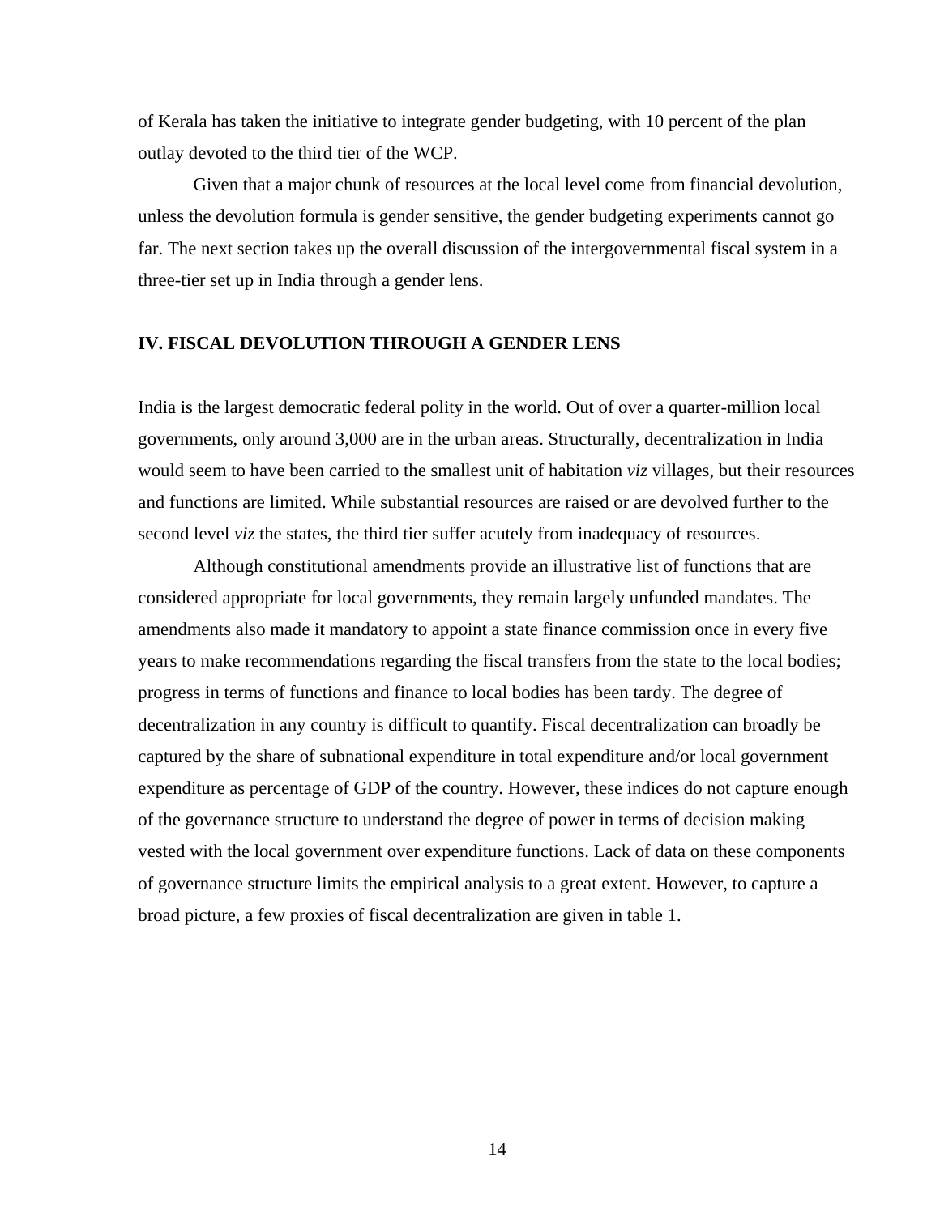of Kerala has taken the initiative to integrate gender budgeting, with 10 percent of the plan outlay devoted to the third tier of the WCP.

Given that a major chunk of resources at the local level come from financial devolution, unless the devolution formula is gender sensitive, the gender budgeting experiments cannot go far. The next section takes up the overall discussion of the intergovernmental fiscal system in a three-tier set up in India through a gender lens.

## IV. FISCAL DEVOLUTION THROUGH A GENDER LENS

India is the largest democratic federal polity in the world. Out of over a quarter-million local governments, only around 3,000 are in the urban areas. Structurally, decentralization in India would seem to have been carried to the smallest unit of habitation *viz* villages, but their resources and functions are limited. While substantial resources are raised or are devolved further to the second level *viz* the states, the third tier suffer acutely from inadequacy of resources.

Although constitutional amendments provide an illustrative list of functions that are considered appropriate for local governments, they remain largely unfunded mandates. The amendments also made it mandatory to appoint a state finance commission once in every five years to make recommendations regarding the fiscal transfers from the state to the local bodies; progress in terms of functions and finance to local bodies has been tardy. The degree of decentralization in any country is difficult to quantify. Fiscal decentralization can broadly be captured by the share of subnational expenditure in total expenditure and/or local government expenditure as percentage of GDP of the country. However, these indices do not capture enough of the governance structure to understand the degree of power in terms of decision making vested with the local government over expenditure functions. Lack of data on these components of governance structure limits the empirical analysis to a great extent. However, to capture a broad picture, a few proxies of fiscal decentralization are given in table 1.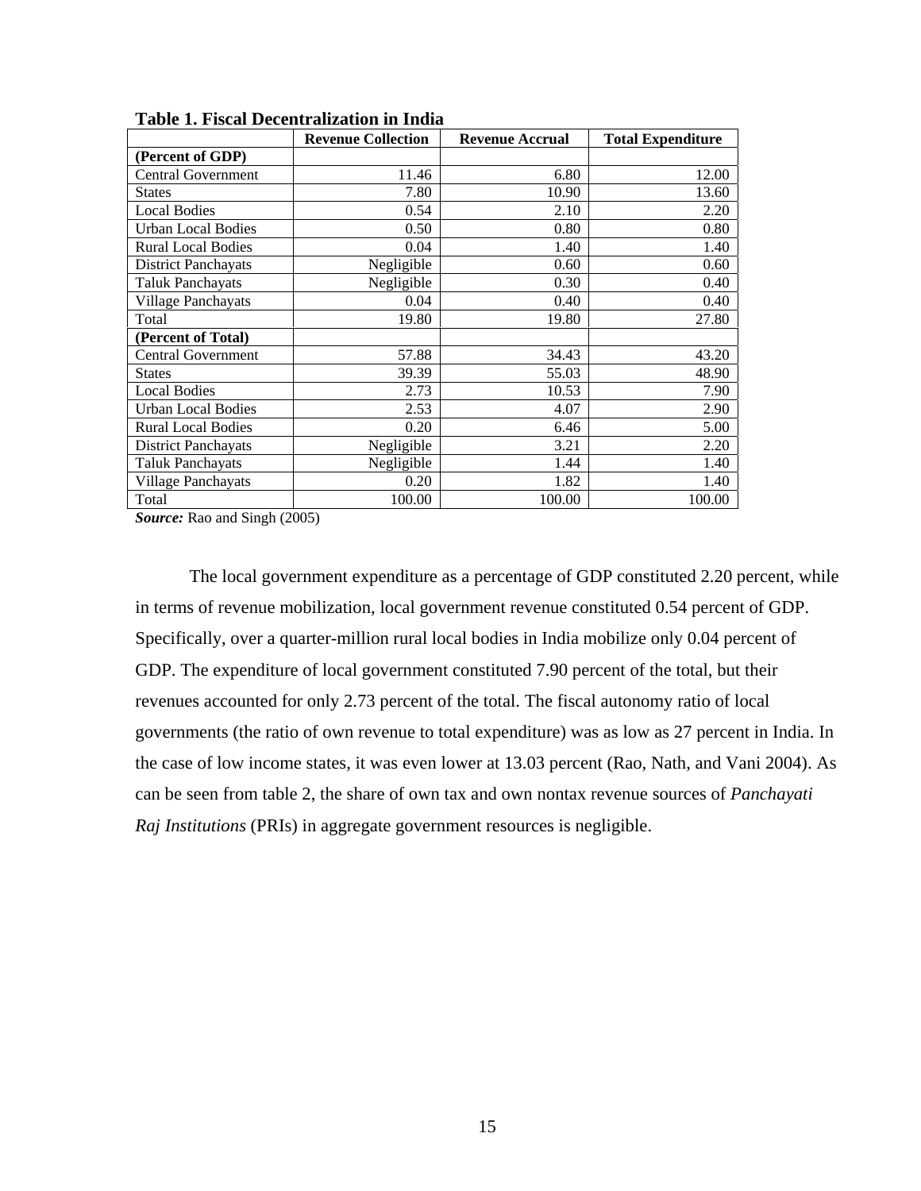**Table 1. Fiscal Decentralization in India**

| | Revenue Collection | Revenue Accrual | Total Expenditure |
|---|---|---|---|
| **(Percent of GDP)** | | | |
| Central Government | 11.46 | 6.80 | 12.00 |
| States | 7.80 | 10.90 | 13.60 |
| Local Bodies | 0.54 | 2.10 | 2.20 |
| Urban Local Bodies | 0.50 | 0.80 | 0.80 |
| Rural Local Bodies | 0.04 | 1.40 | 1.40 |
| District Panchayats | Negligible | 0.60 | 0.60 |
| Taluk Panchayats | Negligible | 0.30 | 0.40 |
| Village Panchayats | 0.04 | 0.40 | 0.40 |
| Total | 19.80 | 19.80 | 27.80 |
| **(Percent of Total)** | | | |
| Central Government | 57.88 | 34.43 | 43.20 |
| States | 39.39 | 55.03 | 48.90 |
| Local Bodies | 2.73 | 10.53 | 7.90 |
| Urban Local Bodies | 2.53 | 4.07 | 2.90 |
| Rural Local Bodies | 0.20 | 6.46 | 5.00 |
| District Panchayats | Negligible | 3.21 | 2.20 |
| Taluk Panchayats | Negligible | 1.44 | 1.40 |
| Village Panchayats | 0.20 | 1.82 | 1.40 |
| Total | 100.00 | 100.00 | 100.00 |

***Source:*** Rao and Singh (2005)

The local government expenditure as a percentage of GDP constituted 2.20 percent, while in terms of revenue mobilization, local government revenue constituted 0.54 percent of GDP. Specifically, over a quarter-million rural local bodies in India mobilize only 0.04 percent of GDP. The expenditure of local government constituted 7.90 percent of the total, but their revenues accounted for only 2.73 percent of the total. The fiscal autonomy ratio of local governments (the ratio of own revenue to total expenditure) was as low as 27 percent in India. In the case of low income states, it was even lower at 13.03 percent (Rao, Nath, and Vani 2004). As can be seen from table 2, the share of own tax and own nontax revenue sources of *Panchayati Raj Institutions* (PRIs) in aggregate government resources is negligible.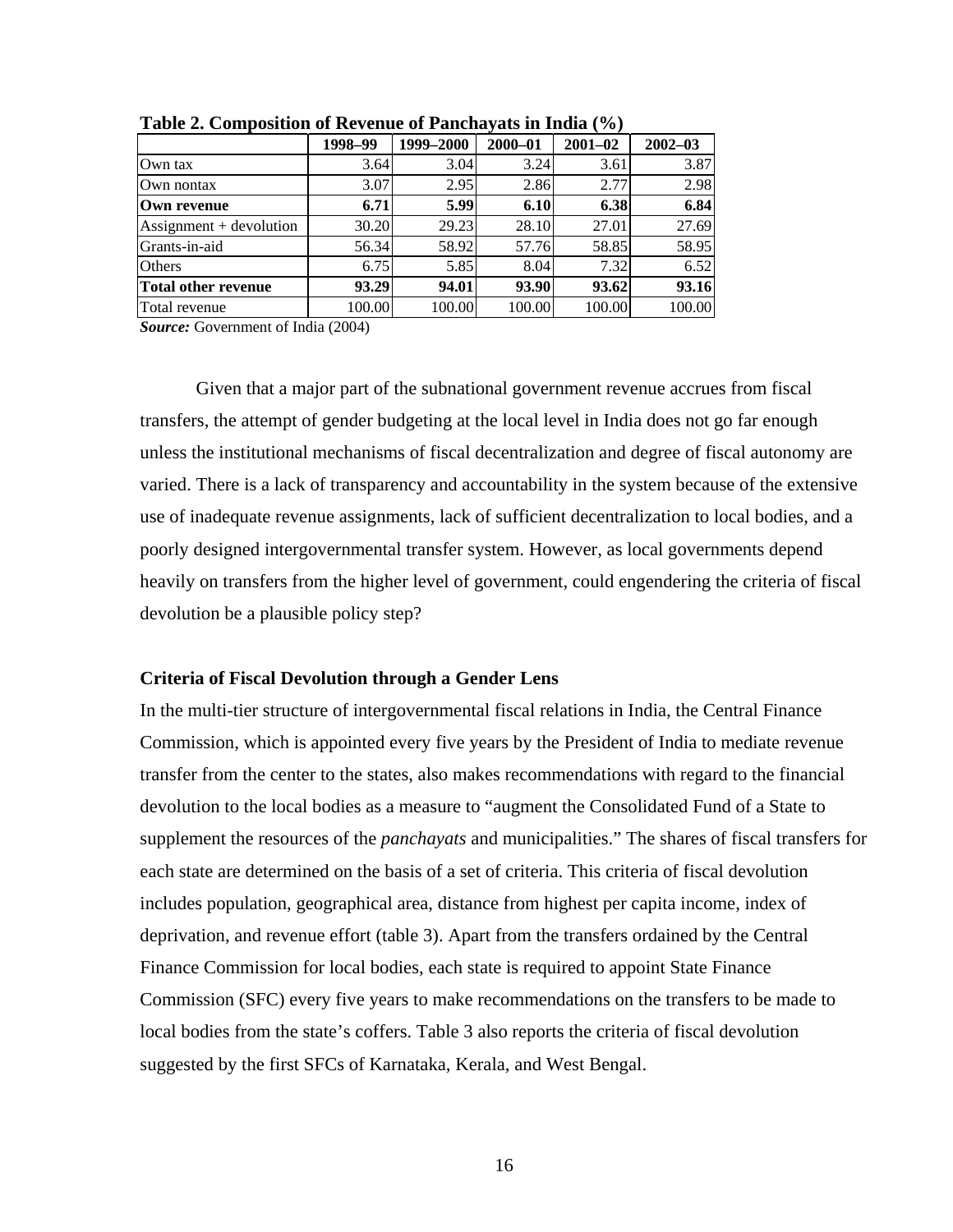**Table 2. Composition of Revenue of Panchayats in India (%)**

| | 1998–99 | 1999–2000 | 2000–01 | 2001–02 | 2002–03 |
|---|---|---|---|---|---|
| Own tax | 3.64 | 3.04 | 3.24 | 3.61 | 3.87 |
| Own nontax | 3.07 | 2.95 | 2.86 | 2.77 | 2.98 |
| **Own revenue** | **6.71** | **5.99** | **6.10** | **6.38** | **6.84** |
| Assignment + devolution | 30.20 | 29.23 | 28.10 | 27.01 | 27.69 |
| Grants-in-aid | 56.34 | 58.92 | 57.76 | 58.85 | 58.95 |
| Others | 6.75 | 5.85 | 8.04 | 7.32 | 6.52 |
| **Total other revenue** | **93.29** | **94.01** | **93.90** | **93.62** | **93.16** |
| Total revenue | 100.00 | 100.00 | 100.00 | 100.00 | 100.00 |

***Source:*** Government of India (2004)

Given that a major part of the subnational government revenue accrues from fiscal transfers, the attempt of gender budgeting at the local level in India does not go far enough unless the institutional mechanisms of fiscal decentralization and degree of fiscal autonomy are varied. There is a lack of transparency and accountability in the system because of the extensive use of inadequate revenue assignments, lack of sufficient decentralization to local bodies, and a poorly designed intergovernmental transfer system. However, as local governments depend heavily on transfers from the higher level of government, could engendering the criteria of fiscal devolution be a plausible policy step?

### Criteria of Fiscal Devolution through a Gender Lens

In the multi-tier structure of intergovernmental fiscal relations in India, the Central Finance Commission, which is appointed every five years by the President of India to mediate revenue transfer from the center to the states, also makes recommendations with regard to the financial devolution to the local bodies as a measure to "augment the Consolidated Fund of a State to supplement the resources of the *panchayats* and municipalities." The shares of fiscal transfers for each state are determined on the basis of a set of criteria. This criteria of fiscal devolution includes population, geographical area, distance from highest per capita income, index of deprivation, and revenue effort (table 3). Apart from the transfers ordained by the Central Finance Commission for local bodies, each state is required to appoint State Finance Commission (SFC) every five years to make recommendations on the transfers to be made to local bodies from the state's coffers. Table 3 also reports the criteria of fiscal devolution suggested by the first SFCs of Karnataka, Kerala, and West Bengal.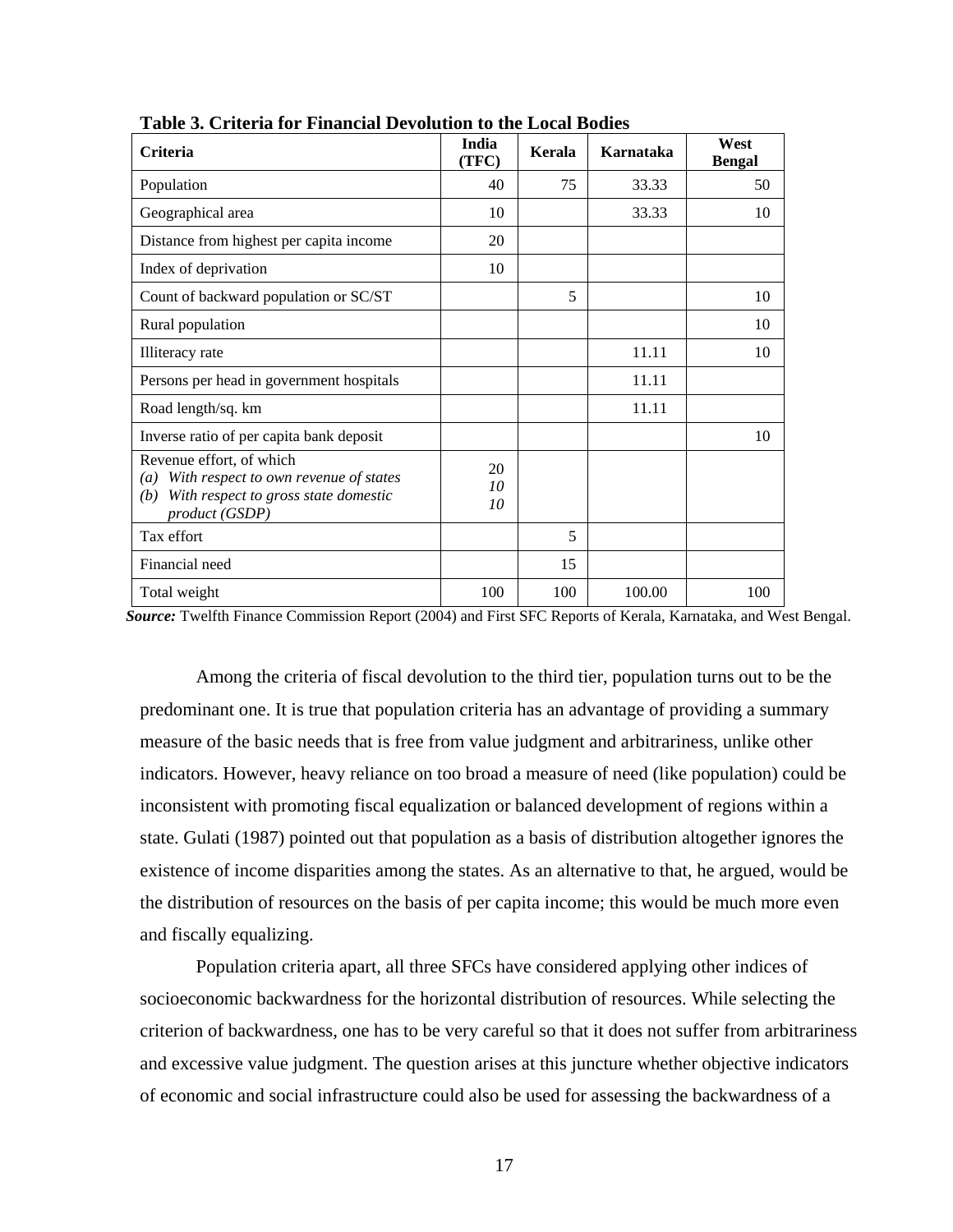**Table 3. Criteria for Financial Devolution to the Local Bodies**

| Criteria | India (TFC) | Kerala | Karnataka | West Bengal |
|---|---|---|---|---|
| Population | 40 | 75 | 33.33 | 50 |
| Geographical area | 10 | | 33.33 | 10 |
| Distance from highest per capita income | 20 | | | |
| Index of deprivation | 10 | | | |
| Count of backward population or SC/ST | | 5 | | 10 |
| Rural population | | | | 10 |
| Illiteracy rate | | | 11.11 | 10 |
| Persons per head in government hospitals | | | 11.11 | |
| Road length/sq. km | | | 11.11 | |
| Inverse ratio of per capita bank deposit | | | | 10 |
| Revenue effort, of which<br>*(a) With respect to own revenue of states*<br>*(b) With respect to gross state domestic product (GSDP)* | 20<br>*10*<br>*10* | | | |
| Tax effort | | 5 | | |
| Financial need | | 15 | | |
| Total weight | 100 | 100 | 100.00 | 100 |

***Source:*** Twelfth Finance Commission Report (2004) and First SFC Reports of Kerala, Karnataka, and West Bengal.

Among the criteria of fiscal devolution to the third tier, population turns out to be the predominant one. It is true that population criteria has an advantage of providing a summary measure of the basic needs that is free from value judgment and arbitrariness, unlike other indicators. However, heavy reliance on too broad a measure of need (like population) could be inconsistent with promoting fiscal equalization or balanced development of regions within a state. Gulati (1987) pointed out that population as a basis of distribution altogether ignores the existence of income disparities among the states. As an alternative to that, he argued, would be the distribution of resources on the basis of per capita income; this would be much more even and fiscally equalizing.

Population criteria apart, all three SFCs have considered applying other indices of socioeconomic backwardness for the horizontal distribution of resources. While selecting the criterion of backwardness, one has to be very careful so that it does not suffer from arbitrariness and excessive value judgment. The question arises at this juncture whether objective indicators of economic and social infrastructure could also be used for assessing the backwardness of a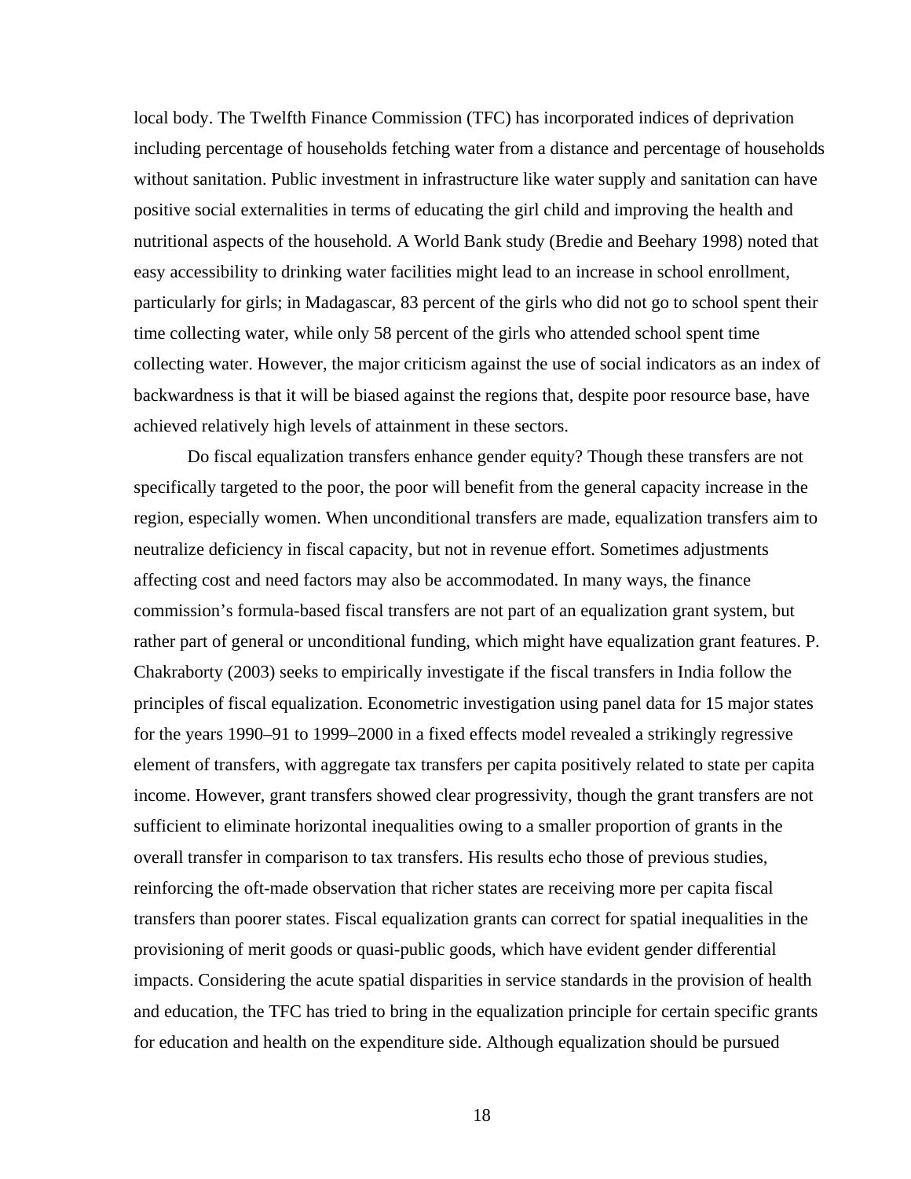local body. The Twelfth Finance Commission (TFC) has incorporated indices of deprivation including percentage of households fetching water from a distance and percentage of households without sanitation. Public investment in infrastructure like water supply and sanitation can have positive social externalities in terms of educating the girl child and improving the health and nutritional aspects of the household. A World Bank study (Bredie and Beehary 1998) noted that easy accessibility to drinking water facilities might lead to an increase in school enrollment, particularly for girls; in Madagascar, 83 percent of the girls who did not go to school spent their time collecting water, while only 58 percent of the girls who attended school spent time collecting water. However, the major criticism against the use of social indicators as an index of backwardness is that it will be biased against the regions that, despite poor resource base, have achieved relatively high levels of attainment in these sectors.

Do fiscal equalization transfers enhance gender equity? Though these transfers are not specifically targeted to the poor, the poor will benefit from the general capacity increase in the region, especially women. When unconditional transfers are made, equalization transfers aim to neutralize deficiency in fiscal capacity, but not in revenue effort. Sometimes adjustments affecting cost and need factors may also be accommodated. In many ways, the finance commission's formula-based fiscal transfers are not part of an equalization grant system, but rather part of general or unconditional funding, which might have equalization grant features. P. Chakraborty (2003) seeks to empirically investigate if the fiscal transfers in India follow the principles of fiscal equalization. Econometric investigation using panel data for 15 major states for the years 1990–91 to 1999–2000 in a fixed effects model revealed a strikingly regressive element of transfers, with aggregate tax transfers per capita positively related to state per capita income. However, grant transfers showed clear progressivity, though the grant transfers are not sufficient to eliminate horizontal inequalities owing to a smaller proportion of grants in the overall transfer in comparison to tax transfers. His results echo those of previous studies, reinforcing the oft-made observation that richer states are receiving more per capita fiscal transfers than poorer states. Fiscal equalization grants can correct for spatial inequalities in the provisioning of merit goods or quasi-public goods, which have evident gender differential impacts. Considering the acute spatial disparities in service standards in the provision of health and education, the TFC has tried to bring in the equalization principle for certain specific grants for education and health on the expenditure side. Although equalization should be pursued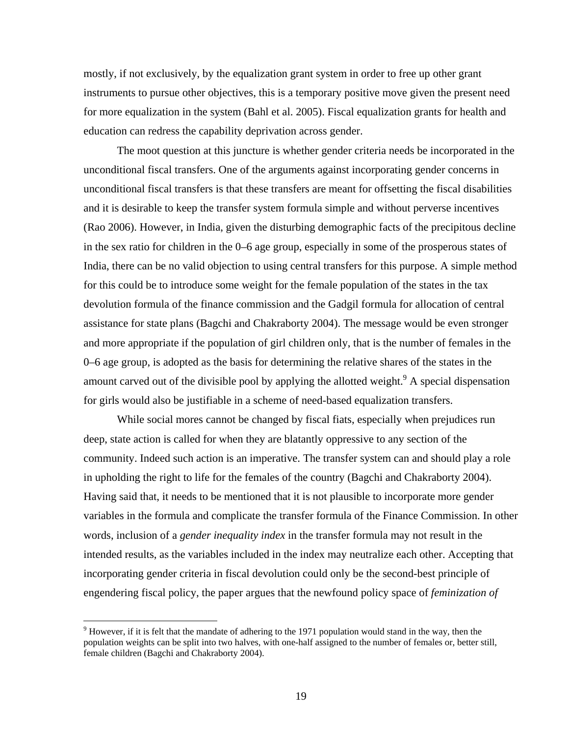mostly, if not exclusively, by the equalization grant system in order to free up other grant instruments to pursue other objectives, this is a temporary positive move given the present need for more equalization in the system (Bahl et al. 2005). Fiscal equalization grants for health and education can redress the capability deprivation across gender.

The moot question at this juncture is whether gender criteria needs be incorporated in the unconditional fiscal transfers. One of the arguments against incorporating gender concerns in unconditional fiscal transfers is that these transfers are meant for offsetting the fiscal disabilities and it is desirable to keep the transfer system formula simple and without perverse incentives (Rao 2006). However, in India, given the disturbing demographic facts of the precipitous decline in the sex ratio for children in the 0–6 age group, especially in some of the prosperous states of India, there can be no valid objection to using central transfers for this purpose. A simple method for this could be to introduce some weight for the female population of the states in the tax devolution formula of the finance commission and the Gadgil formula for allocation of central assistance for state plans (Bagchi and Chakraborty 2004). The message would be even stronger and more appropriate if the population of girl children only, that is the number of females in the 0–6 age group, is adopted as the basis for determining the relative shares of the states in the amount carved out of the divisible pool by applying the allotted weight.[9] A special dispensation for girls would also be justifiable in a scheme of need-based equalization transfers.

While social mores cannot be changed by fiscal fiats, especially when prejudices run deep, state action is called for when they are blatantly oppressive to any section of the community. Indeed such action is an imperative. The transfer system can and should play a role in upholding the right to life for the females of the country (Bagchi and Chakraborty 2004). Having said that, it needs to be mentioned that it is not plausible to incorporate more gender variables in the formula and complicate the transfer formula of the Finance Commission. In other words, inclusion of a *gender inequality index* in the transfer formula may not result in the intended results, as the variables included in the index may neutralize each other. Accepting that incorporating gender criteria in fiscal devolution could only be the second-best principle of engendering fiscal policy, the paper argues that the newfound policy space of *feminization of*

[9] However, if it is felt that the mandate of adhering to the 1971 population would stand in the way, then the population weights can be split into two halves, with one-half assigned to the number of females or, better still, female children (Bagchi and Chakraborty 2004).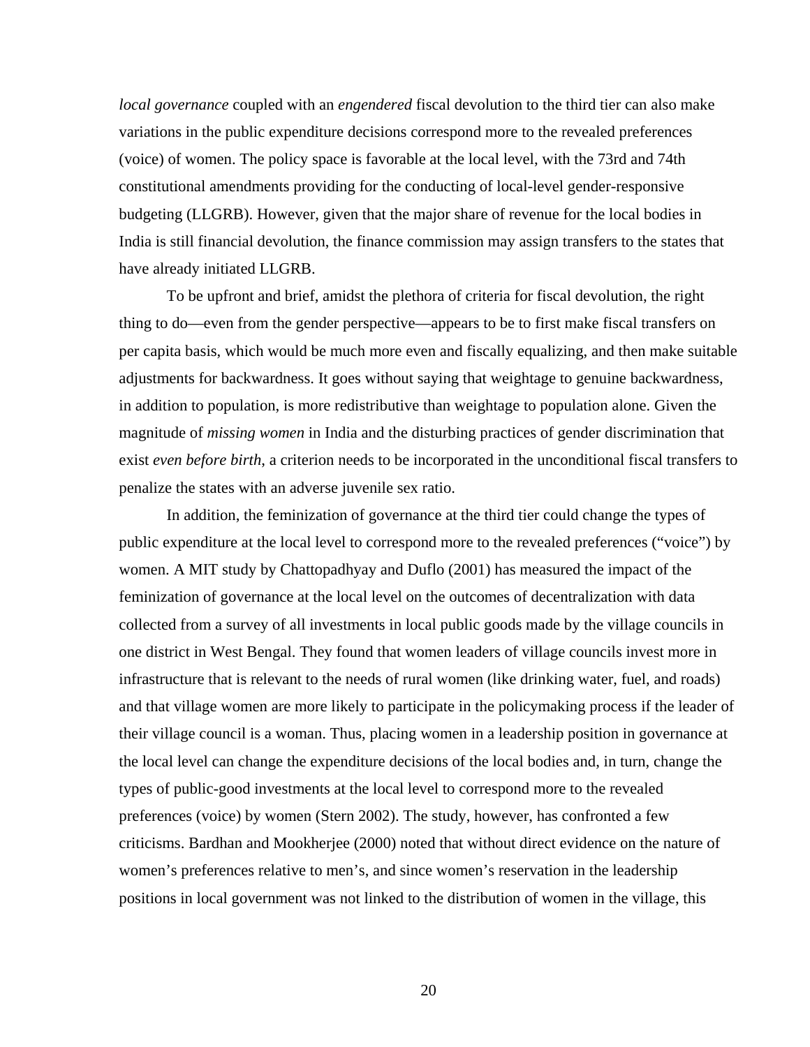*local governance* coupled with an *engendered* fiscal devolution to the third tier can also make variations in the public expenditure decisions correspond more to the revealed preferences (voice) of women. The policy space is favorable at the local level, with the 73rd and 74th constitutional amendments providing for the conducting of local-level gender-responsive budgeting (LLGRB). However, given that the major share of revenue for the local bodies in India is still financial devolution, the finance commission may assign transfers to the states that have already initiated LLGRB.

To be upfront and brief, amidst the plethora of criteria for fiscal devolution, the right thing to do—even from the gender perspective—appears to be to first make fiscal transfers on per capita basis, which would be much more even and fiscally equalizing, and then make suitable adjustments for backwardness. It goes without saying that weightage to genuine backwardness, in addition to population, is more redistributive than weightage to population alone. Given the magnitude of *missing women* in India and the disturbing practices of gender discrimination that exist *even before birth*, a criterion needs to be incorporated in the unconditional fiscal transfers to penalize the states with an adverse juvenile sex ratio.

In addition, the feminization of governance at the third tier could change the types of public expenditure at the local level to correspond more to the revealed preferences ("voice") by women. A MIT study by Chattopadhyay and Duflo (2001) has measured the impact of the feminization of governance at the local level on the outcomes of decentralization with data collected from a survey of all investments in local public goods made by the village councils in one district in West Bengal. They found that women leaders of village councils invest more in infrastructure that is relevant to the needs of rural women (like drinking water, fuel, and roads) and that village women are more likely to participate in the policymaking process if the leader of their village council is a woman. Thus, placing women in a leadership position in governance at the local level can change the expenditure decisions of the local bodies and, in turn, change the types of public-good investments at the local level to correspond more to the revealed preferences (voice) by women (Stern 2002). The study, however, has confronted a few criticisms. Bardhan and Mookherjee (2000) noted that without direct evidence on the nature of women's preferences relative to men's, and since women's reservation in the leadership positions in local government was not linked to the distribution of women in the village, this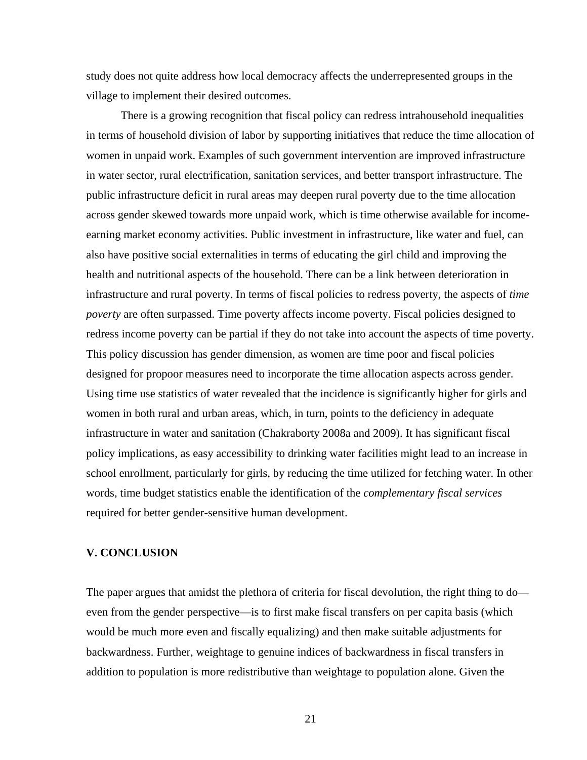study does not quite address how local democracy affects the underrepresented groups in the village to implement their desired outcomes.

There is a growing recognition that fiscal policy can redress intrahousehold inequalities in terms of household division of labor by supporting initiatives that reduce the time allocation of women in unpaid work. Examples of such government intervention are improved infrastructure in water sector, rural electrification, sanitation services, and better transport infrastructure. The public infrastructure deficit in rural areas may deepen rural poverty due to the time allocation across gender skewed towards more unpaid work, which is time otherwise available for income-earning market economy activities. Public investment in infrastructure, like water and fuel, can also have positive social externalities in terms of educating the girl child and improving the health and nutritional aspects of the household. There can be a link between deterioration in infrastructure and rural poverty. In terms of fiscal policies to redress poverty, the aspects of *time poverty* are often surpassed. Time poverty affects income poverty. Fiscal policies designed to redress income poverty can be partial if they do not take into account the aspects of time poverty. This policy discussion has gender dimension, as women are time poor and fiscal policies designed for propoor measures need to incorporate the time allocation aspects across gender. Using time use statistics of water revealed that the incidence is significantly higher for girls and women in both rural and urban areas, which, in turn, points to the deficiency in adequate infrastructure in water and sanitation (Chakraborty 2008a and 2009). It has significant fiscal policy implications, as easy accessibility to drinking water facilities might lead to an increase in school enrollment, particularly for girls, by reducing the time utilized for fetching water. In other words, time budget statistics enable the identification of the *complementary fiscal services* required for better gender-sensitive human development.

## V. CONCLUSION

The paper argues that amidst the plethora of criteria for fiscal devolution, the right thing to do—even from the gender perspective—is to first make fiscal transfers on per capita basis (which would be much more even and fiscally equalizing) and then make suitable adjustments for backwardness. Further, weightage to genuine indices of backwardness in fiscal transfers in addition to population is more redistributive than weightage to population alone. Given the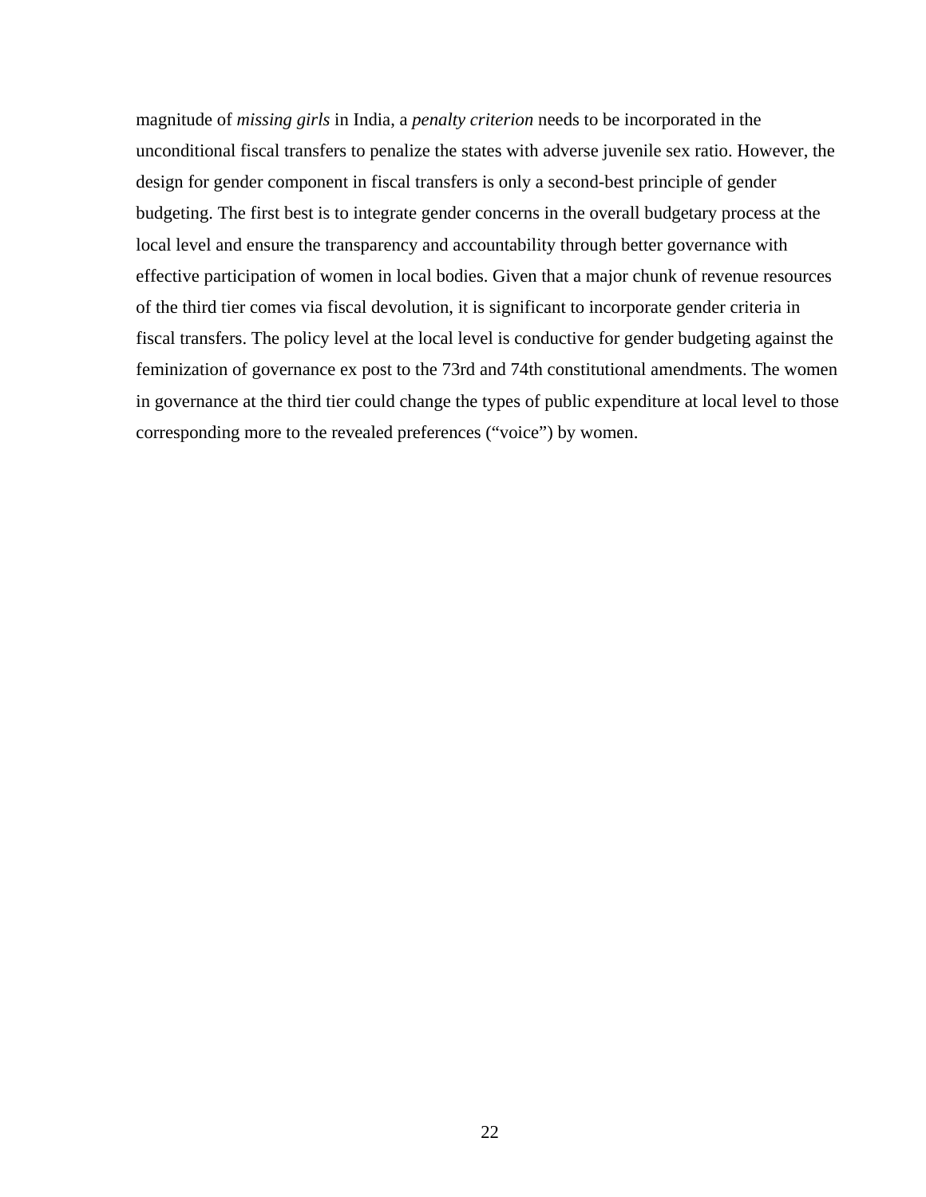magnitude of *missing girls* in India, a *penalty criterion* needs to be incorporated in the unconditional fiscal transfers to penalize the states with adverse juvenile sex ratio. However, the design for gender component in fiscal transfers is only a second-best principle of gender budgeting. The first best is to integrate gender concerns in the overall budgetary process at the local level and ensure the transparency and accountability through better governance with effective participation of women in local bodies. Given that a major chunk of revenue resources of the third tier comes via fiscal devolution, it is significant to incorporate gender criteria in fiscal transfers. The policy level at the local level is conductive for gender budgeting against the feminization of governance ex post to the 73rd and 74th constitutional amendments. The women in governance at the third tier could change the types of public expenditure at local level to those corresponding more to the revealed preferences ("voice") by women.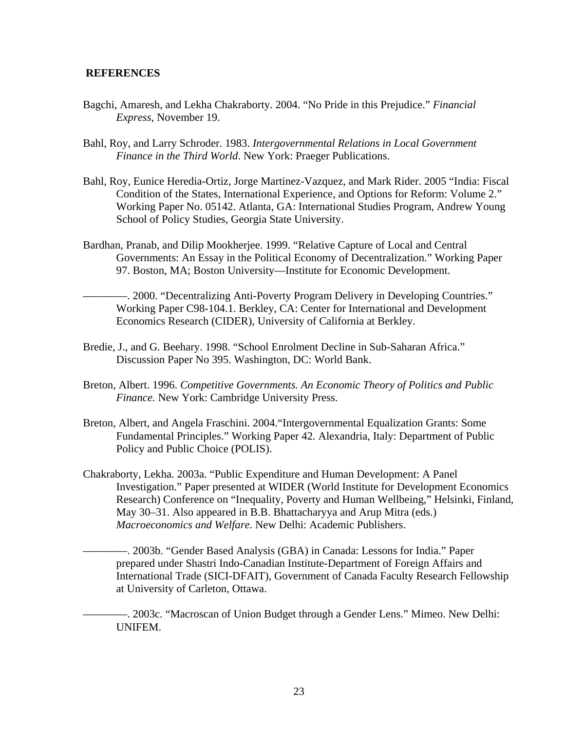## REFERENCES

Bagchi, Amaresh, and Lekha Chakraborty. 2004. "No Pride in this Prejudice." *Financial Express*, November 19.

Bahl, Roy, and Larry Schroder. 1983. *Intergovernmental Relations in Local Government Finance in the Third World*. New York: Praeger Publications.

Bahl, Roy, Eunice Heredia-Ortiz, Jorge Martinez-Vazquez, and Mark Rider. 2005 "India: Fiscal Condition of the States, International Experience, and Options for Reform: Volume 2." Working Paper No. 05142. Atlanta, GA: International Studies Program, Andrew Young School of Policy Studies, Georgia State University.

Bardhan, Pranab, and Dilip Mookherjee. 1999. "Relative Capture of Local and Central Governments: An Essay in the Political Economy of Decentralization." Working Paper 97. Boston, MA; Boston University—Institute for Economic Development.

————. 2000. "Decentralizing Anti-Poverty Program Delivery in Developing Countries." Working Paper C98-104.1. Berkley, CA: Center for International and Development Economics Research (CIDER), University of California at Berkley.

Bredie, J., and G. Beehary. 1998. "School Enrolment Decline in Sub-Saharan Africa." Discussion Paper No 395. Washington, DC: World Bank.

Breton, Albert. 1996. *Competitive Governments. An Economic Theory of Politics and Public Finance.* New York: Cambridge University Press.

Breton, Albert, and Angela Fraschini. 2004."Intergovernmental Equalization Grants: Some Fundamental Principles." Working Paper 42. Alexandria, Italy: Department of Public Policy and Public Choice (POLIS).

Chakraborty, Lekha. 2003a. "Public Expenditure and Human Development: A Panel Investigation." Paper presented at WIDER (World Institute for Development Economics Research) Conference on "Inequality, Poverty and Human Wellbeing," Helsinki, Finland, May 30–31. Also appeared in B.B. Bhattacharyya and Arup Mitra (eds.) *Macroeconomics and Welfare*. New Delhi: Academic Publishers.

————. 2003b. "Gender Based Analysis (GBA) in Canada: Lessons for India." Paper prepared under Shastri Indo-Canadian Institute-Department of Foreign Affairs and International Trade (SICI-DFAIT), Government of Canada Faculty Research Fellowship at University of Carleton, Ottawa.

————. 2003c. "Macroscan of Union Budget through a Gender Lens." Mimeo. New Delhi: UNIFEM.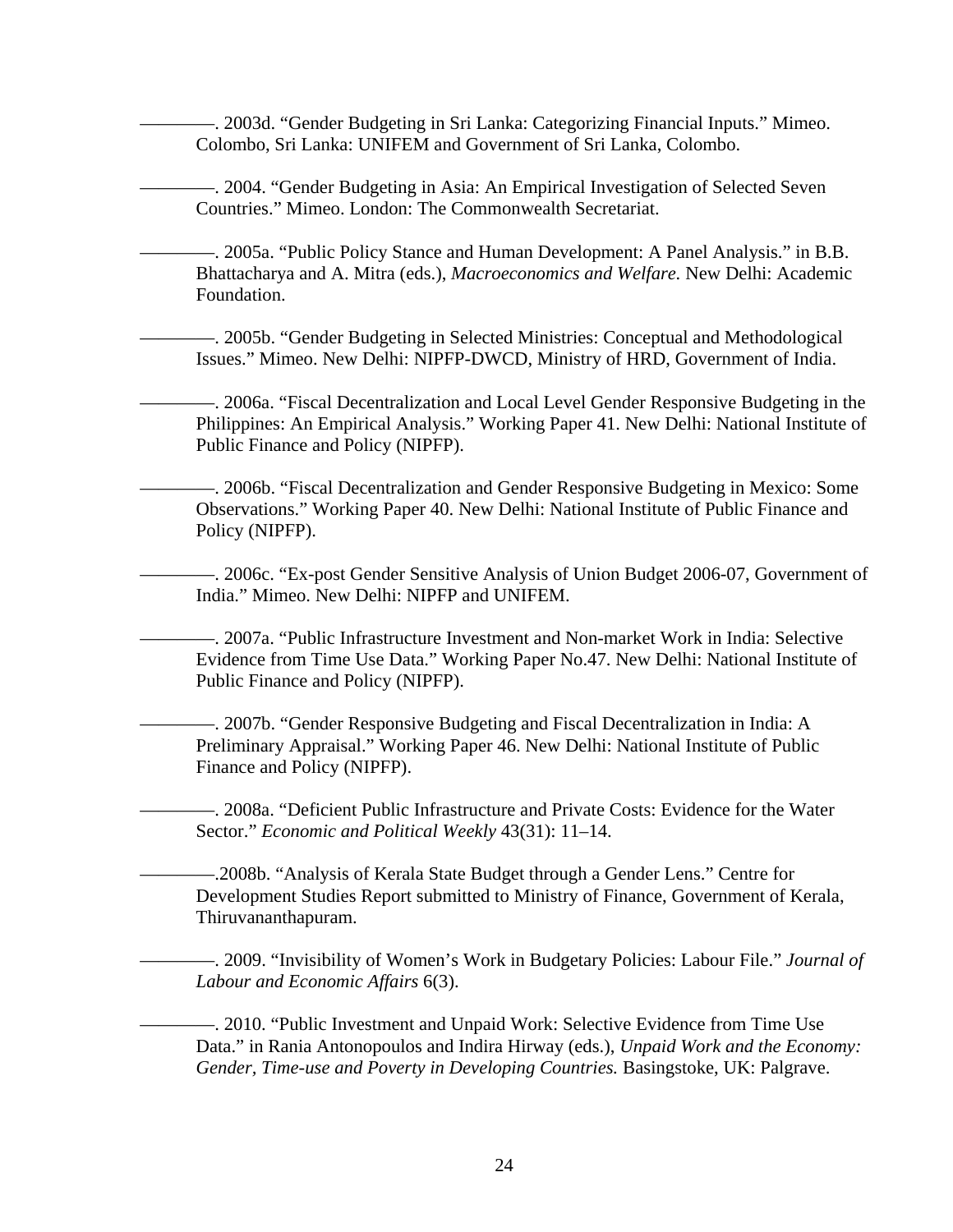————. 2003d. “Gender Budgeting in Sri Lanka: Categorizing Financial Inputs.” Mimeo. Colombo, Sri Lanka: UNIFEM and Government of Sri Lanka, Colombo.

————. 2004. “Gender Budgeting in Asia: An Empirical Investigation of Selected Seven Countries.” Mimeo. London: The Commonwealth Secretariat.

————. 2005a. “Public Policy Stance and Human Development: A Panel Analysis.” in B.B. Bhattacharya and A. Mitra (eds.), *Macroeconomics and Welfare*. New Delhi: Academic Foundation.

————. 2005b. “Gender Budgeting in Selected Ministries: Conceptual and Methodological Issues.” Mimeo. New Delhi: NIPFP-DWCD, Ministry of HRD, Government of India.

————. 2006a. “Fiscal Decentralization and Local Level Gender Responsive Budgeting in the Philippines: An Empirical Analysis.” Working Paper 41. New Delhi: National Institute of Public Finance and Policy (NIPFP).

————. 2006b. “Fiscal Decentralization and Gender Responsive Budgeting in Mexico: Some Observations.” Working Paper 40. New Delhi: National Institute of Public Finance and Policy (NIPFP).

————. 2006c. “Ex-post Gender Sensitive Analysis of Union Budget 2006-07, Government of India.” Mimeo. New Delhi: NIPFP and UNIFEM.

————. 2007a. “Public Infrastructure Investment and Non-market Work in India: Selective Evidence from Time Use Data.” Working Paper No.47. New Delhi: National Institute of Public Finance and Policy (NIPFP).

————. 2007b. “Gender Responsive Budgeting and Fiscal Decentralization in India: A Preliminary Appraisal.” Working Paper 46. New Delhi: National Institute of Public Finance and Policy (NIPFP).

————. 2008a. “Deficient Public Infrastructure and Private Costs: Evidence for the Water Sector.” *Economic and Political Weekly* 43(31): 11–14.

————.2008b. “Analysis of Kerala State Budget through a Gender Lens.” Centre for Development Studies Report submitted to Ministry of Finance, Government of Kerala, Thiruvananthapuram.

————. 2009. “Invisibility of Women’s Work in Budgetary Policies: Labour File.” *Journal of Labour and Economic Affairs* 6(3).

————. 2010. “Public Investment and Unpaid Work: Selective Evidence from Time Use Data.” in Rania Antonopoulos and Indira Hirway (eds.), *Unpaid Work and the Economy: Gender, Time-use and Poverty in Developing Countries.* Basingstoke, UK: Palgrave.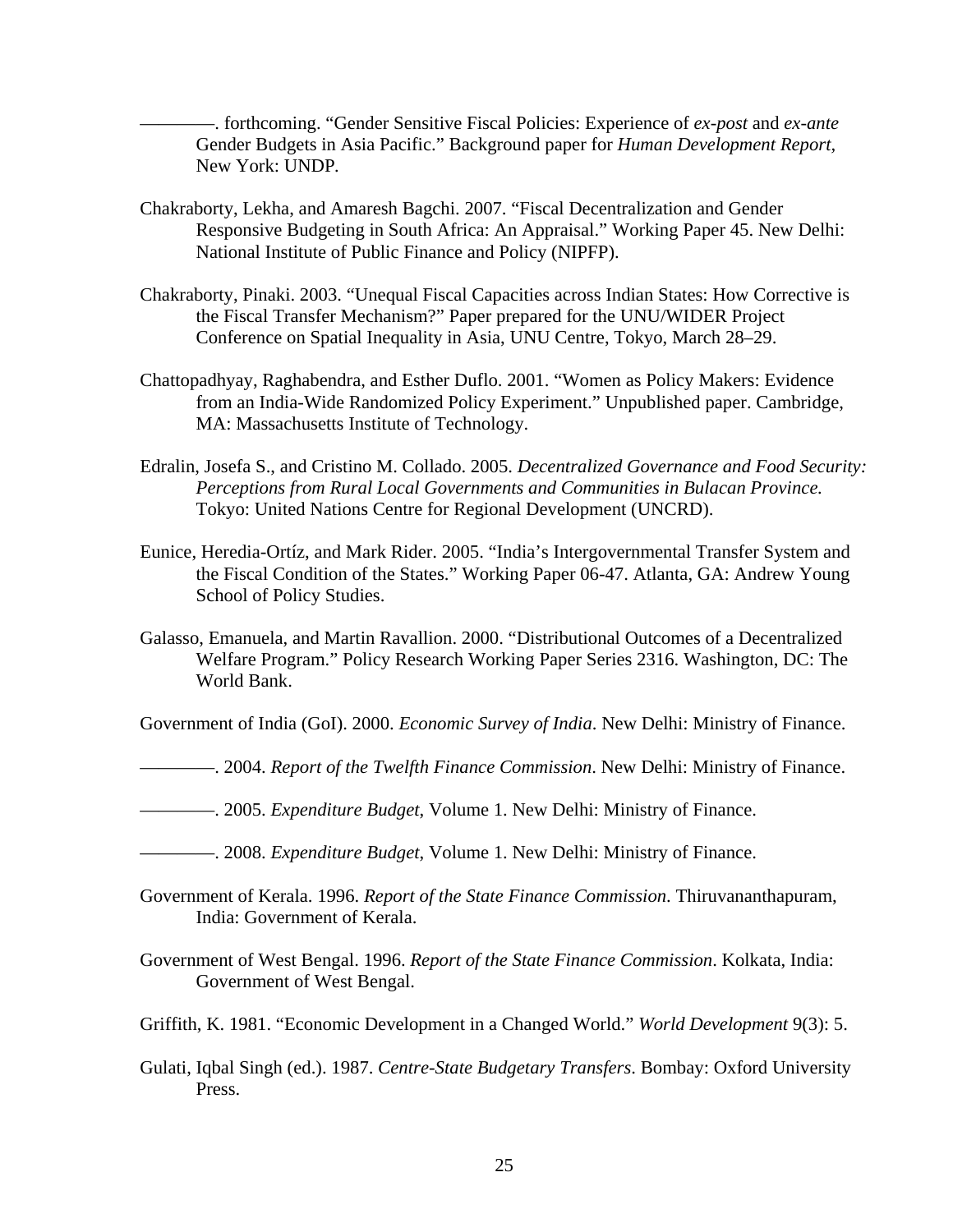————. forthcoming. "Gender Sensitive Fiscal Policies: Experience of *ex-post* and *ex-ante* Gender Budgets in Asia Pacific." Background paper for *Human Development Report*, New York: UNDP.

Chakraborty, Lekha, and Amaresh Bagchi. 2007. "Fiscal Decentralization and Gender Responsive Budgeting in South Africa: An Appraisal." Working Paper 45. New Delhi: National Institute of Public Finance and Policy (NIPFP).

Chakraborty, Pinaki. 2003. "Unequal Fiscal Capacities across Indian States: How Corrective is the Fiscal Transfer Mechanism?" Paper prepared for the UNU/WIDER Project Conference on Spatial Inequality in Asia, UNU Centre, Tokyo, March 28–29.

Chattopadhyay, Raghabendra, and Esther Duflo. 2001. "Women as Policy Makers: Evidence from an India-Wide Randomized Policy Experiment." Unpublished paper. Cambridge, MA: Massachusetts Institute of Technology.

Edralin, Josefa S., and Cristino M. Collado. 2005. *Decentralized Governance and Food Security: Perceptions from Rural Local Governments and Communities in Bulacan Province.* Tokyo: United Nations Centre for Regional Development (UNCRD).

Eunice, Heredia-Ortíz, and Mark Rider. 2005. "India's Intergovernmental Transfer System and the Fiscal Condition of the States." Working Paper 06-47. Atlanta, GA: Andrew Young School of Policy Studies.

Galasso, Emanuela, and Martin Ravallion. 2000. "Distributional Outcomes of a Decentralized Welfare Program." Policy Research Working Paper Series 2316. Washington, DC: The World Bank.

Government of India (GoI). 2000. *Economic Survey of India*. New Delhi: Ministry of Finance.

————. 2004. *Report of the Twelfth Finance Commission*. New Delhi: Ministry of Finance.

————. 2005. *Expenditure Budget*, Volume 1. New Delhi: Ministry of Finance.

————. 2008. *Expenditure Budget*, Volume 1. New Delhi: Ministry of Finance.

Government of Kerala. 1996. *Report of the State Finance Commission*. Thiruvananthapuram, India: Government of Kerala.

Government of West Bengal. 1996. *Report of the State Finance Commission*. Kolkata, India: Government of West Bengal.

Griffith, K. 1981. "Economic Development in a Changed World." *World Development* 9(3): 5.

Gulati, Iqbal Singh (ed.). 1987. *Centre-State Budgetary Transfers*. Bombay: Oxford University Press.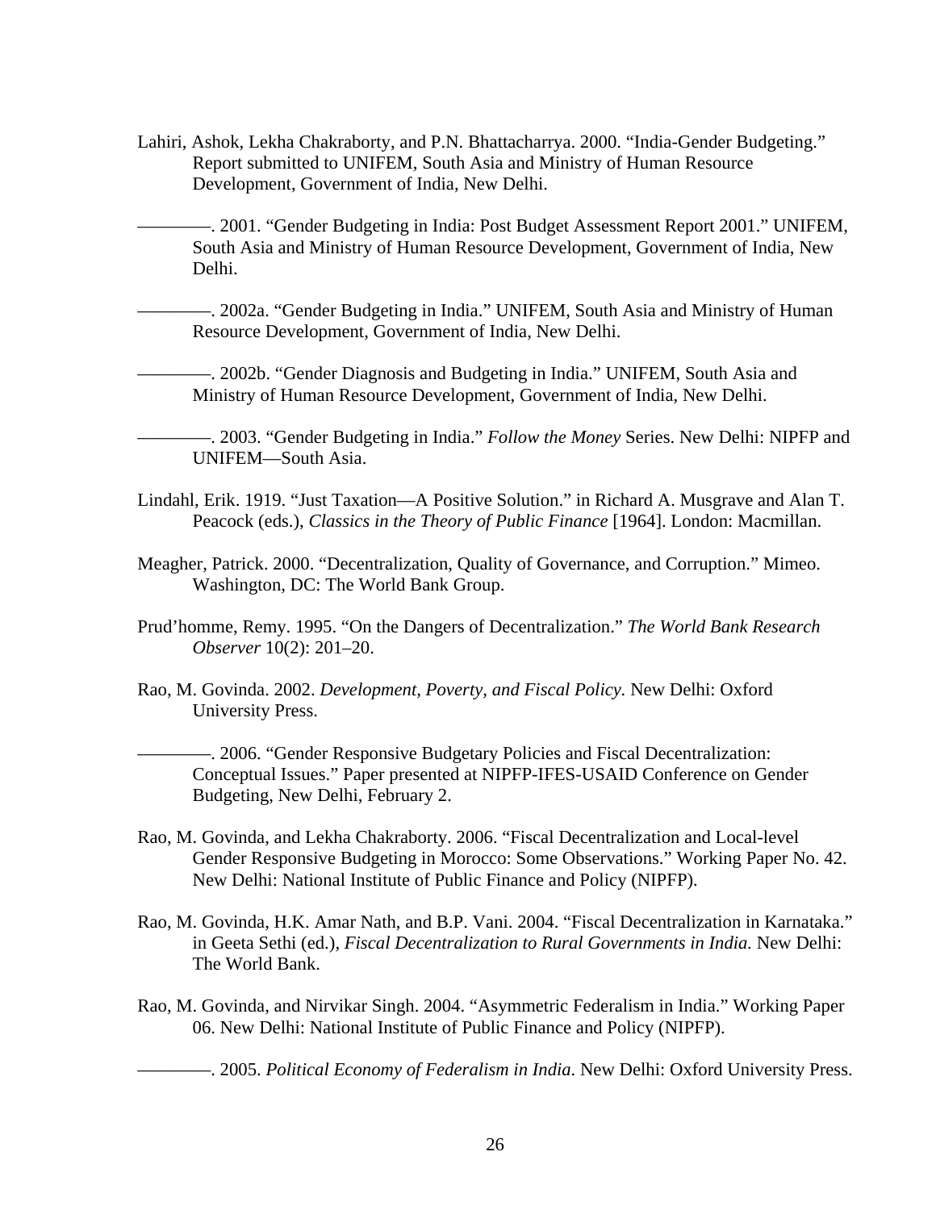Lahiri, Ashok, Lekha Chakraborty, and P.N. Bhattacharrya. 2000. "India-Gender Budgeting." Report submitted to UNIFEM, South Asia and Ministry of Human Resource Development, Government of India, New Delhi.

————. 2001. "Gender Budgeting in India: Post Budget Assessment Report 2001." UNIFEM, South Asia and Ministry of Human Resource Development, Government of India, New Delhi.

————. 2002a. "Gender Budgeting in India." UNIFEM, South Asia and Ministry of Human Resource Development, Government of India, New Delhi.

————. 2002b. "Gender Diagnosis and Budgeting in India." UNIFEM, South Asia and Ministry of Human Resource Development, Government of India, New Delhi.

————. 2003. "Gender Budgeting in India." *Follow the Money* Series. New Delhi: NIPFP and UNIFEM—South Asia.

Lindahl, Erik. 1919. "Just Taxation—A Positive Solution." in Richard A. Musgrave and Alan T. Peacock (eds.), *Classics in the Theory of Public Finance* [1964]. London: Macmillan.

Meagher, Patrick. 2000. "Decentralization, Quality of Governance, and Corruption." Mimeo. Washington, DC: The World Bank Group.

Prud'homme, Remy. 1995. "On the Dangers of Decentralization." *The World Bank Research Observer* 10(2): 201–20.

Rao, M. Govinda. 2002. *Development, Poverty, and Fiscal Policy.* New Delhi: Oxford University Press.

————. 2006. "Gender Responsive Budgetary Policies and Fiscal Decentralization: Conceptual Issues." Paper presented at NIPFP-IFES-USAID Conference on Gender Budgeting, New Delhi, February 2.

Rao, M. Govinda, and Lekha Chakraborty. 2006. "Fiscal Decentralization and Local-level Gender Responsive Budgeting in Morocco: Some Observations." Working Paper No. 42. New Delhi: National Institute of Public Finance and Policy (NIPFP).

Rao, M. Govinda, H.K. Amar Nath, and B.P. Vani. 2004. "Fiscal Decentralization in Karnataka." in Geeta Sethi (ed.), *Fiscal Decentralization to Rural Governments in India.* New Delhi: The World Bank.

Rao, M. Govinda, and Nirvikar Singh. 2004. "Asymmetric Federalism in India." Working Paper 06. New Delhi: National Institute of Public Finance and Policy (NIPFP).

————. 2005. *Political Economy of Federalism in India*. New Delhi: Oxford University Press.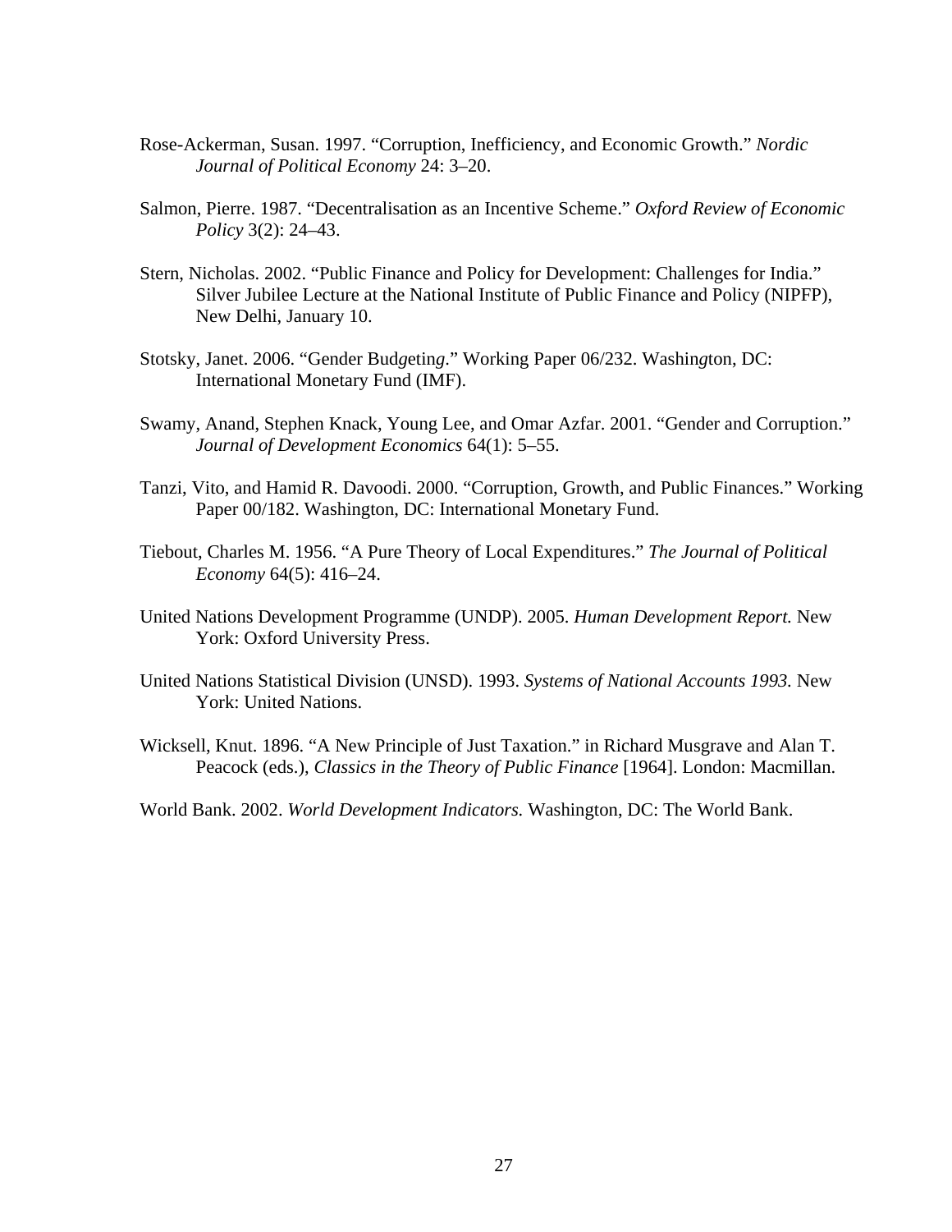Rose-Ackerman, Susan. 1997. "Corruption, Inefficiency, and Economic Growth." *Nordic Journal of Political Economy* 24: 3–20.

Salmon, Pierre. 1987. "Decentralisation as an Incentive Scheme." *Oxford Review of Economic Policy* 3(2): 24–43.

Stern, Nicholas. 2002. "Public Finance and Policy for Development: Challenges for India." Silver Jubilee Lecture at the National Institute of Public Finance and Policy (NIPFP), New Delhi, January 10.

Stotsky, Janet. 2006. "Gender Budgeting." Working Paper 06/232. Washington, DC: International Monetary Fund (IMF).

Swamy, Anand, Stephen Knack, Young Lee, and Omar Azfar. 2001. "Gender and Corruption." *Journal of Development Economics* 64(1): 5–55.

Tanzi, Vito, and Hamid R. Davoodi. 2000. "Corruption, Growth, and Public Finances." Working Paper 00/182. Washington, DC: International Monetary Fund.

Tiebout, Charles M. 1956. "A Pure Theory of Local Expenditures." *The Journal of Political Economy* 64(5): 416–24.

United Nations Development Programme (UNDP). 2005. *Human Development Report.* New York: Oxford University Press.

United Nations Statistical Division (UNSD). 1993. *Systems of National Accounts 1993.* New York: United Nations.

Wicksell, Knut. 1896. "A New Principle of Just Taxation." in Richard Musgrave and Alan T. Peacock (eds.), *Classics in the Theory of Public Finance* [1964]. London: Macmillan.

World Bank. 2002. *World Development Indicators.* Washington, DC: The World Bank.